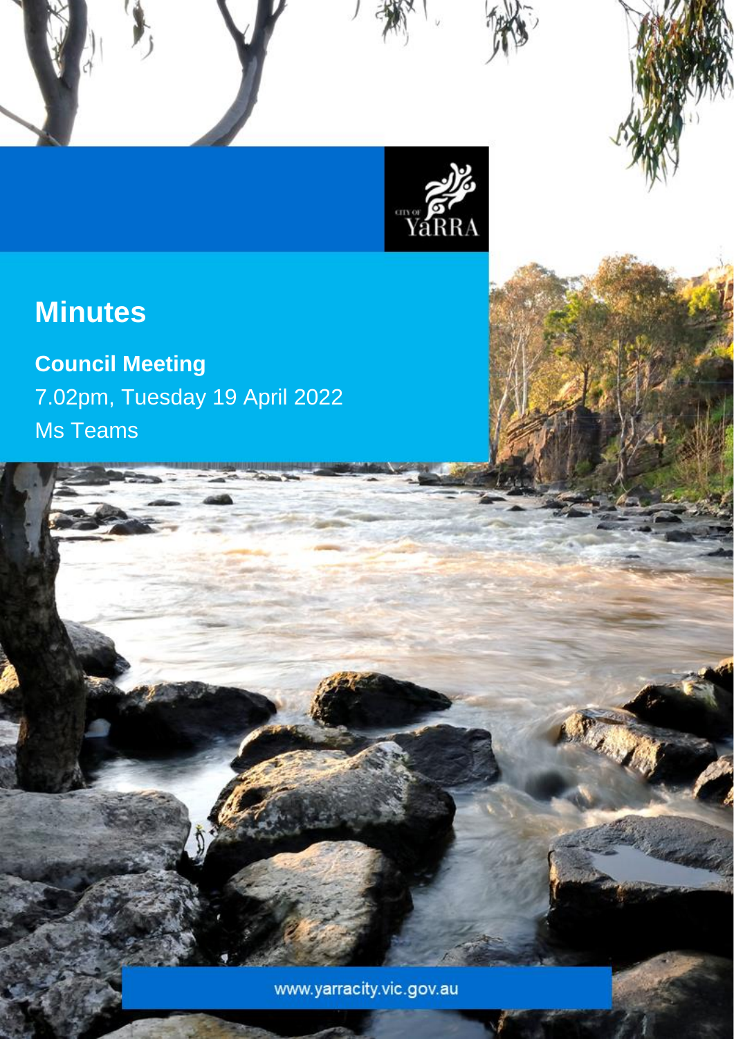# Minutes

**Council Meeting**

7.02pm, Tuesday 19 April 2022

Ms Teams

www.yarracity.vic.gov.au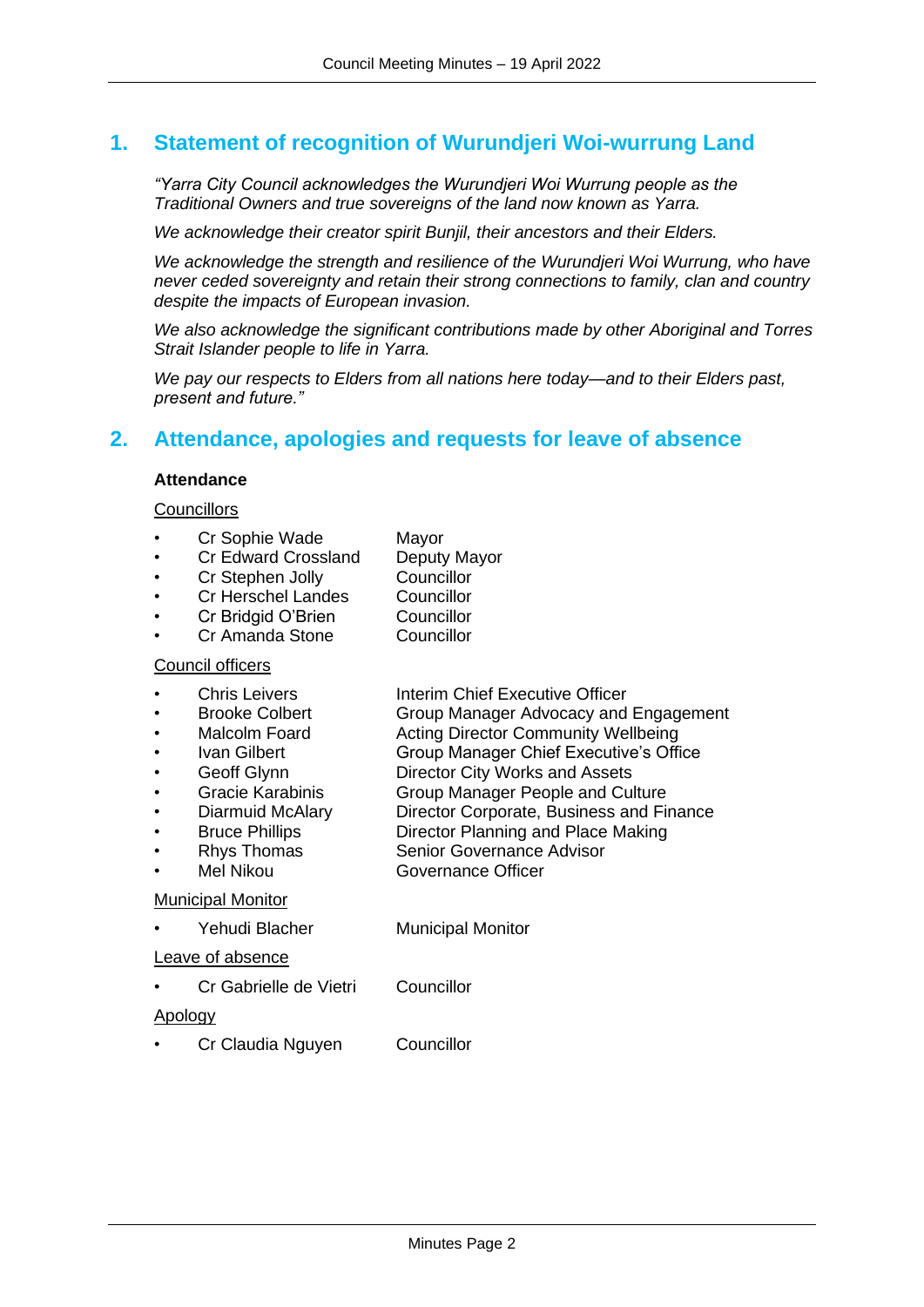## 1. Statement of recognition of Wurundjeri Woi-wurrung Land

*"Yarra City Council acknowledges the Wurundjeri Woi Wurrung people as the Traditional Owners and true sovereigns of the land now known as Yarra.*

*We acknowledge their creator spirit Bunjil, their ancestors and their Elders.*

*We acknowledge the strength and resilience of the Wurundjeri Woi Wurrung, who have never ceded sovereignty and retain their strong connections to family, clan and country despite the impacts of European invasion.*

*We also acknowledge the significant contributions made by other Aboriginal and Torres Strait Islander people to life in Yarra.*

*We pay our respects to Elders from all nations here today—and to their Elders past, present and future."*

## 2. Attendance, apologies and requests for leave of absence

**Attendance**

Councillors

- Cr Sophie Wade — Mayor
- Cr Edward Crossland — Deputy Mayor
- Cr Stephen Jolly — Councillor
- Cr Herschel Landes — Councillor
- Cr Bridgid O'Brien — Councillor
- Cr Amanda Stone — Councillor

Council officers

- Chris Leivers — Interim Chief Executive Officer
- Brooke Colbert — Group Manager Advocacy and Engagement
- Malcolm Foard — Acting Director Community Wellbeing
- Ivan Gilbert — Group Manager Chief Executive's Office
- Geoff Glynn — Director City Works and Assets
- Gracie Karabinis — Group Manager People and Culture
- Diarmuid McAlary — Director Corporate, Business and Finance
- Bruce Phillips — Director Planning and Place Making
- Rhys Thomas — Senior Governance Advisor
- Mel Nikou — Governance Officer

Municipal Monitor

- Yehudi Blacher — Municipal Monitor

Leave of absence

- Cr Gabrielle de Vietri — Councillor

Apology

- Cr Claudia Nguyen — Councillor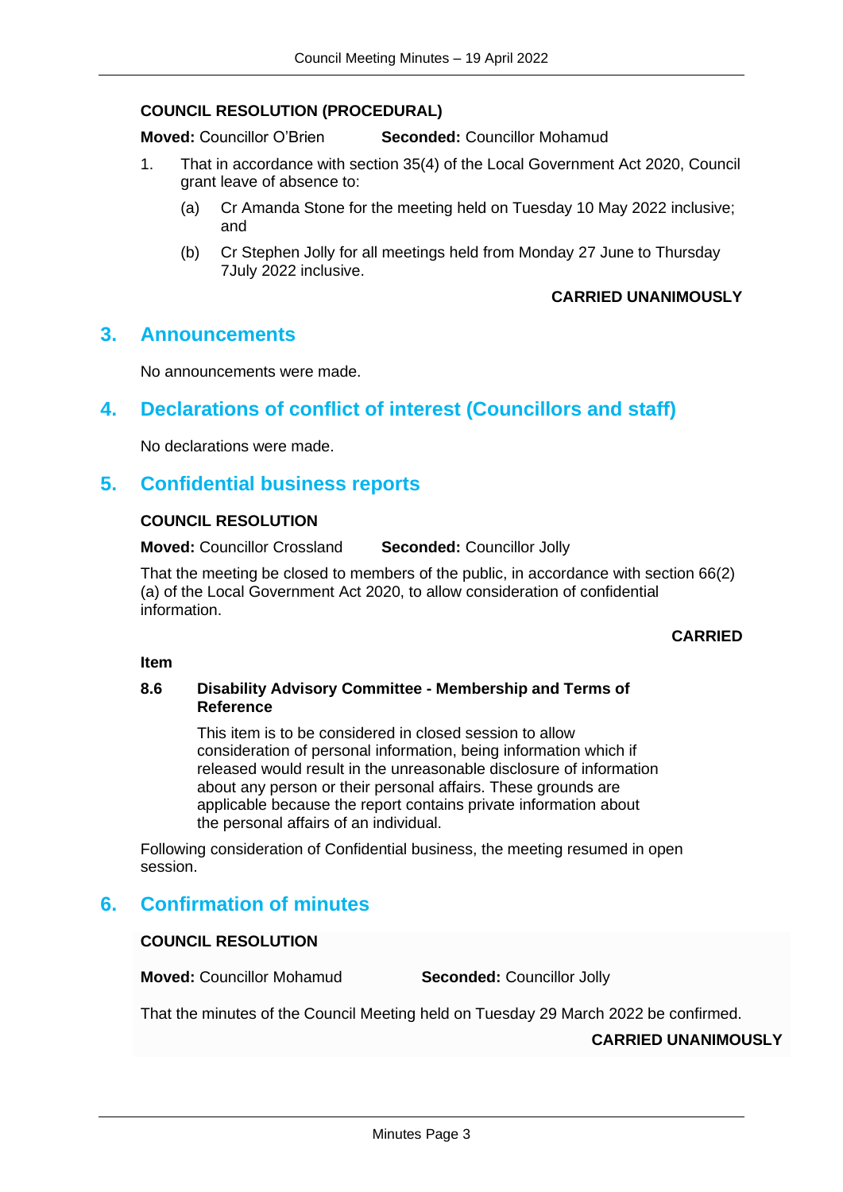#### COUNCIL RESOLUTION (PROCEDURAL)

**Moved:** Councillor O'Brien **Seconded:** Councillor Mohamud

1. That in accordance with section 35(4) of the Local Government Act 2020, Council grant leave of absence to:

   (a) Cr Amanda Stone for the meeting held on Tuesday 10 May 2022 inclusive; and

   (b) Cr Stephen Jolly for all meetings held from Monday 27 June to Thursday 7July 2022 inclusive.

**CARRIED UNANIMOUSLY**

## 3. Announcements

No announcements were made.

## 4. Declarations of conflict of interest (Councillors and staff)

No declarations were made.

## 5. Confidential business reports

#### COUNCIL RESOLUTION

**Moved:** Councillor Crossland **Seconded:** Councillor Jolly

That the meeting be closed to members of the public, in accordance with section 66(2)(a) of the Local Government Act 2020, to allow consideration of confidential information.

**CARRIED**

**Item**

**8.6 Disability Advisory Committee - Membership and Terms of Reference**

This item is to be considered in closed session to allow consideration of personal information, being information which if released would result in the unreasonable disclosure of information about any person or their personal affairs. These grounds are applicable because the report contains private information about the personal affairs of an individual.

Following consideration of Confidential business, the meeting resumed in open session.

## 6. Confirmation of minutes

#### COUNCIL RESOLUTION

**Moved:** Councillor Mohamud **Seconded:** Councillor Jolly

That the minutes of the Council Meeting held on Tuesday 29 March 2022 be confirmed.

**CARRIED UNANIMOUSLY**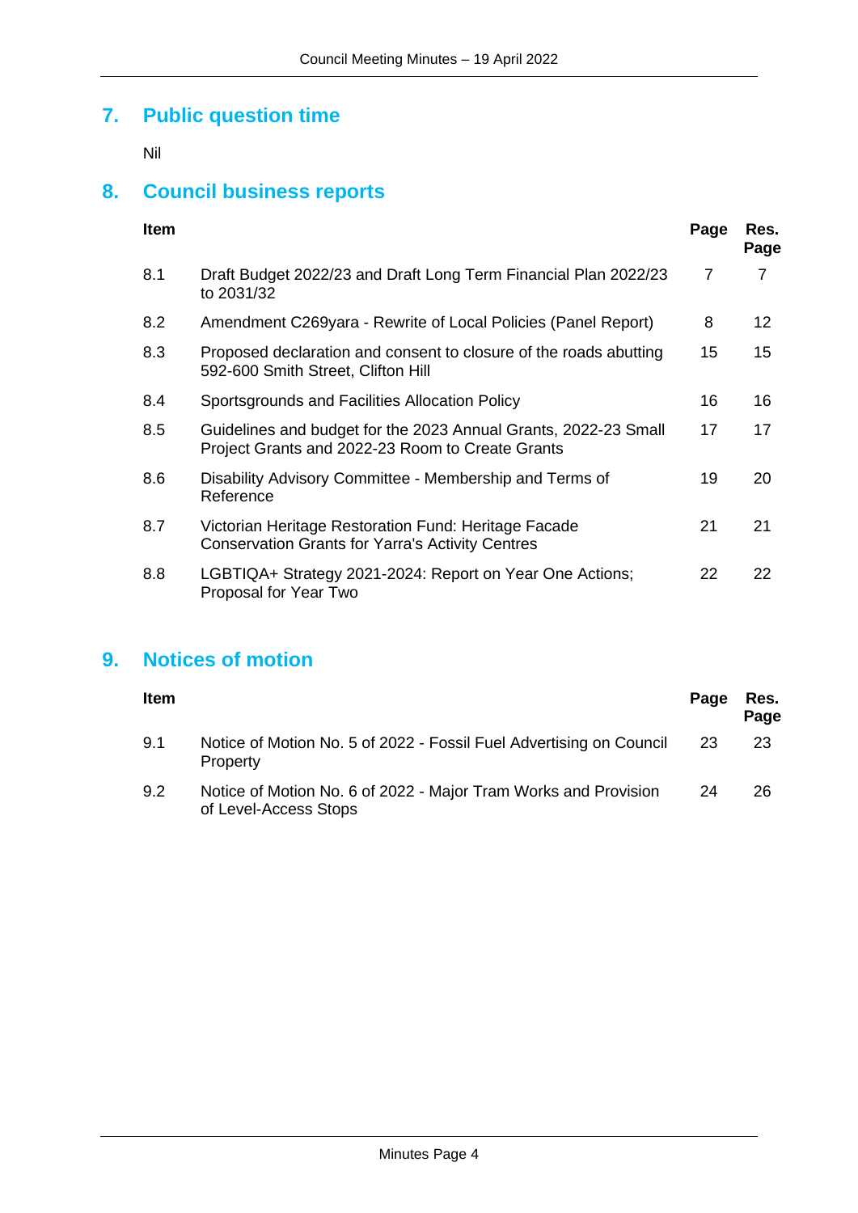## 7. Public question time

Nil

## 8. Council business reports

| Item | | Page | Res. Page |
| --- | --- | --- | --- |
| 8.1 | Draft Budget 2022/23 and Draft Long Term Financial Plan 2022/23 to 2031/32 | 7 | 7 |
| 8.2 | Amendment C269yara - Rewrite of Local Policies (Panel Report) | 8 | 12 |
| 8.3 | Proposed declaration and consent to closure of the roads abutting 592-600 Smith Street, Clifton Hill | 15 | 15 |
| 8.4 | Sportsgrounds and Facilities Allocation Policy | 16 | 16 |
| 8.5 | Guidelines and budget for the 2023 Annual Grants, 2022-23 Small Project Grants and 2022-23 Room to Create Grants | 17 | 17 |
| 8.6 | Disability Advisory Committee - Membership and Terms of Reference | 19 | 20 |
| 8.7 | Victorian Heritage Restoration Fund: Heritage Facade Conservation Grants for Yarra's Activity Centres | 21 | 21 |
| 8.8 | LGBTIQA+ Strategy 2021-2024: Report on Year One Actions; Proposal for Year Two | 22 | 22 |

## 9. Notices of motion

| Item | | Page | Res. Page |
| --- | --- | --- | --- |
| 9.1 | Notice of Motion No. 5 of 2022 - Fossil Fuel Advertising on Council Property | 23 | 23 |
| 9.2 | Notice of Motion No. 6 of 2022 - Major Tram Works and Provision of Level-Access Stops | 24 | 26 |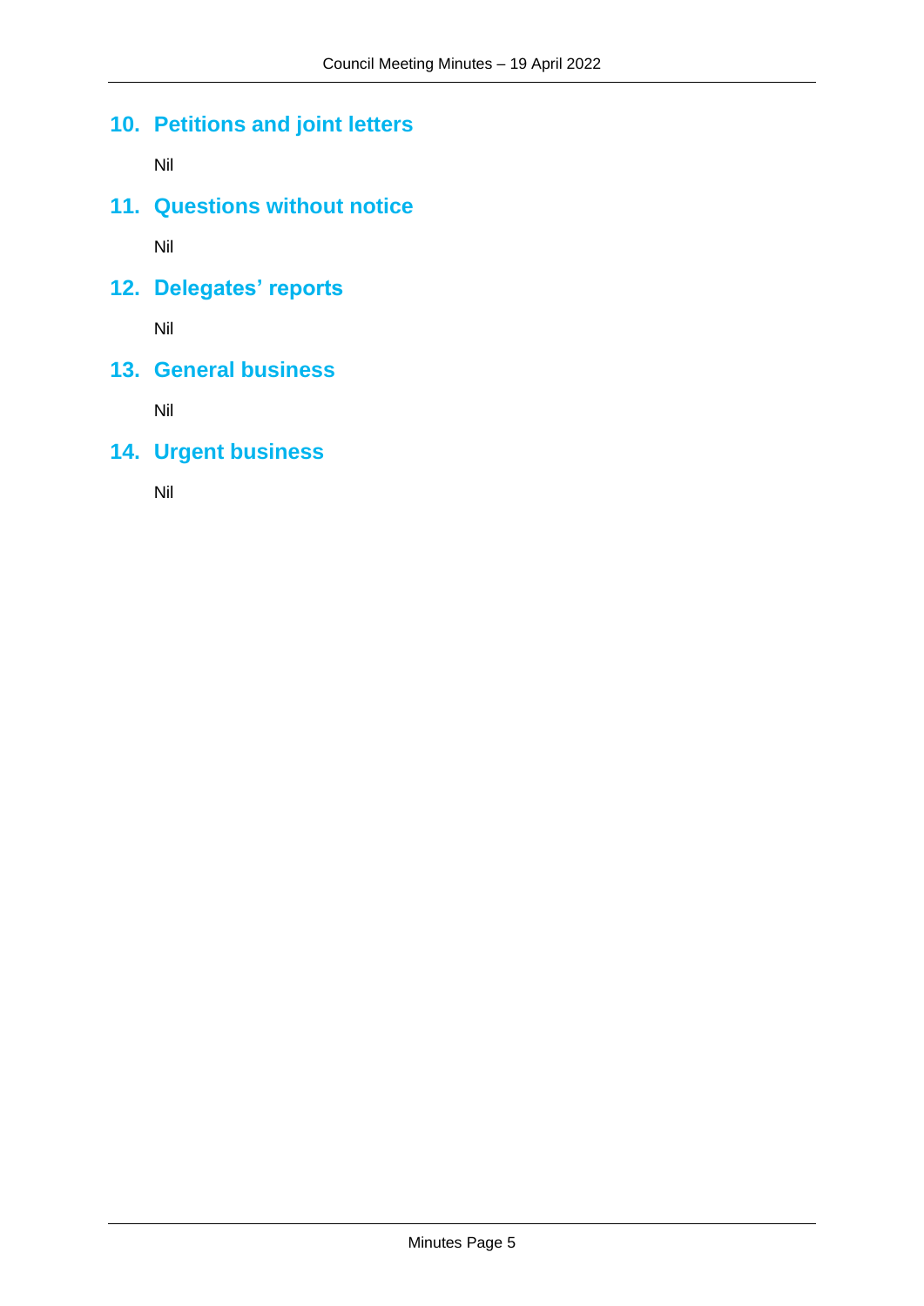## 10. Petitions and joint letters

Nil

## 11. Questions without notice

Nil

## 12. Delegates' reports

Nil

## 13. General business

Nil

## 14. Urgent business

Nil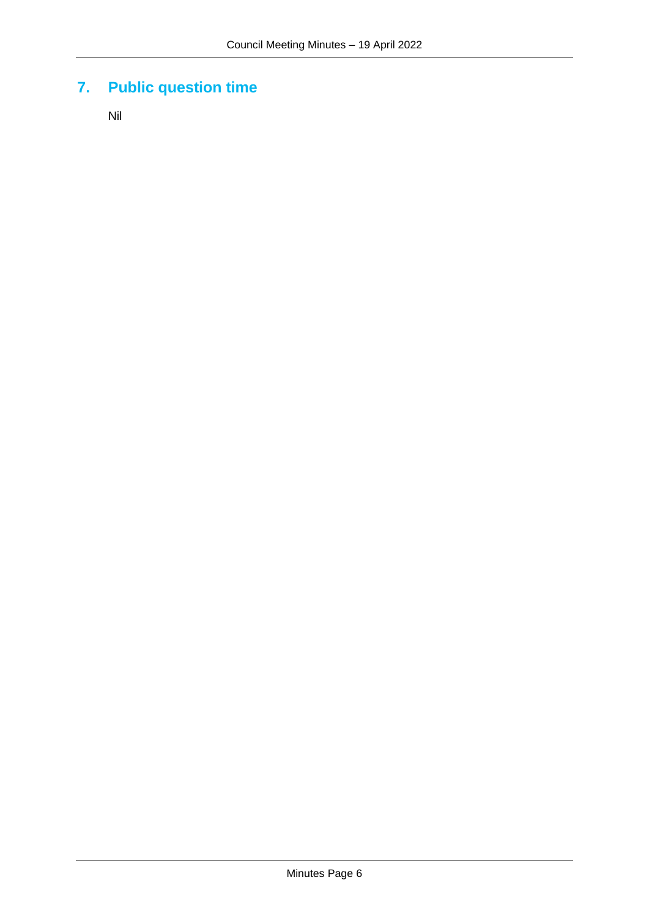## 7. Public question time

Nil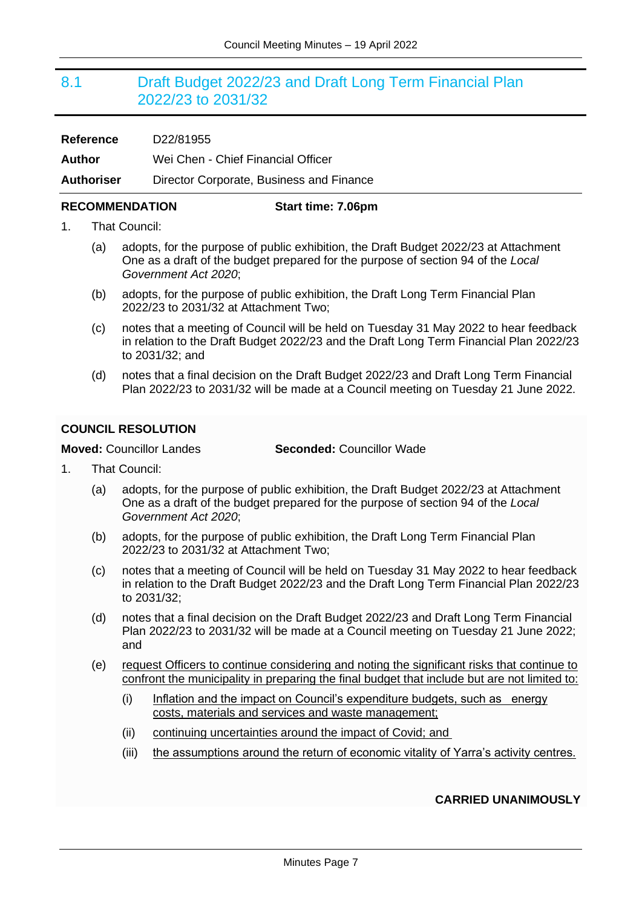## 8.1 Draft Budget 2022/23 and Draft Long Term Financial Plan 2022/23 to 2031/32

**Reference** D22/81955

**Author** Wei Chen - Chief Financial Officer

**Authoriser** Director Corporate, Business and Finance

**RECOMMENDATION** **Start time: 7.06pm**

1. That Council:

   (a) adopts, for the purpose of public exhibition, the Draft Budget 2022/23 at Attachment One as a draft of the budget prepared for the purpose of section 94 of the *Local Government Act 2020*;

   (b) adopts, for the purpose of public exhibition, the Draft Long Term Financial Plan 2022/23 to 2031/32 at Attachment Two;

   (c) notes that a meeting of Council will be held on Tuesday 31 May 2022 to hear feedback in relation to the Draft Budget 2022/23 and the Draft Long Term Financial Plan 2022/23 to 2031/32; and

   (d) notes that a final decision on the Draft Budget 2022/23 and Draft Long Term Financial Plan 2022/23 to 2031/32 will be made at a Council meeting on Tuesday 21 June 2022.

**COUNCIL RESOLUTION**

**Moved:** Councillor Landes **Seconded:** Councillor Wade

1. That Council:

   (a) adopts, for the purpose of public exhibition, the Draft Budget 2022/23 at Attachment One as a draft of the budget prepared for the purpose of section 94 of the *Local Government Act 2020*;

   (b) adopts, for the purpose of public exhibition, the Draft Long Term Financial Plan 2022/23 to 2031/32 at Attachment Two;

   (c) notes that a meeting of Council will be held on Tuesday 31 May 2022 to hear feedback in relation to the Draft Budget 2022/23 and the Draft Long Term Financial Plan 2022/23 to 2031/32;

   (d) notes that a final decision on the Draft Budget 2022/23 and Draft Long Term Financial Plan 2022/23 to 2031/32 will be made at a Council meeting on Tuesday 21 June 2022; and

   (e) request Officers to continue considering and noting the significant risks that continue to confront the municipality in preparing the final budget that include but are not limited to:

      (i) Inflation and the impact on Council's expenditure budgets, such as energy costs, materials and services and waste management;

      (ii) continuing uncertainties around the impact of Covid; and

      (iii) the assumptions around the return of economic vitality of Yarra's activity centres.

**CARRIED UNANIMOUSLY**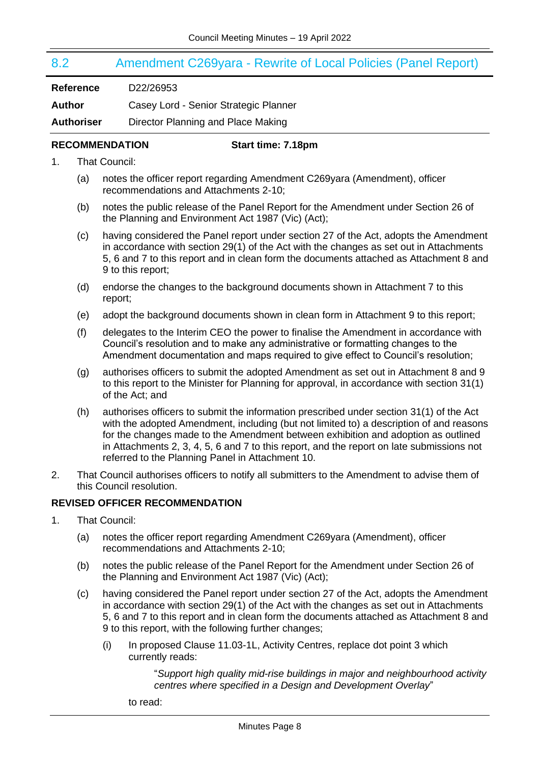## 8.2 Amendment C269yara - Rewrite of Local Policies (Panel Report)

| | |
|---|---|
| **Reference** | D22/26953 |
| **Author** | Casey Lord - Senior Strategic Planner |
| **Authoriser** | Director Planning and Place Making |

**RECOMMENDATION** **Start time: 7.18pm**

1. That Council:

   (a) notes the officer report regarding Amendment C269yara (Amendment), officer recommendations and Attachments 2-10;

   (b) notes the public release of the Panel Report for the Amendment under Section 26 of the Planning and Environment Act 1987 (Vic) (Act);

   (c) having considered the Panel report under section 27 of the Act, adopts the Amendment in accordance with section 29(1) of the Act with the changes as set out in Attachments 5, 6 and 7 to this report and in clean form the documents attached as Attachment 8 and 9 to this report;

   (d) endorse the changes to the background documents shown in Attachment 7 to this report;

   (e) adopt the background documents shown in clean form in Attachment 9 to this report;

   (f) delegates to the Interim CEO the power to finalise the Amendment in accordance with Council's resolution and to make any administrative or formatting changes to the Amendment documentation and maps required to give effect to Council's resolution;

   (g) authorises officers to submit the adopted Amendment as set out in Attachment 8 and 9 to this report to the Minister for Planning for approval, in accordance with section 31(1) of the Act; and

   (h) authorises officers to submit the information prescribed under section 31(1) of the Act with the adopted Amendment, including (but not limited to) a description of and reasons for the changes made to the Amendment between exhibition and adoption as outlined in Attachments 2, 3, 4, 5, 6 and 7 to this report, and the report on late submissions not referred to the Planning Panel in Attachment 10.

2. That Council authorises officers to notify all submitters to the Amendment to advise them of this Council resolution.

**REVISED OFFICER RECOMMENDATION**

1. That Council:

   (a) notes the officer report regarding Amendment C269yara (Amendment), officer recommendations and Attachments 2-10;

   (b) notes the public release of the Panel Report for the Amendment under Section 26 of the Planning and Environment Act 1987 (Vic) (Act);

   (c) having considered the Panel report under section 27 of the Act, adopts the Amendment in accordance with section 29(1) of the Act with the changes as set out in Attachments 5, 6 and 7 to this report and in clean form the documents attached as Attachment 8 and 9 to this report, with the following further changes;

      (i) In proposed Clause 11.03-1L, Activity Centres, replace dot point 3 which currently reads:

         "*Support high quality mid-rise buildings in major and neighbourhood activity centres where specified in a Design and Development Overlay*"

      to read: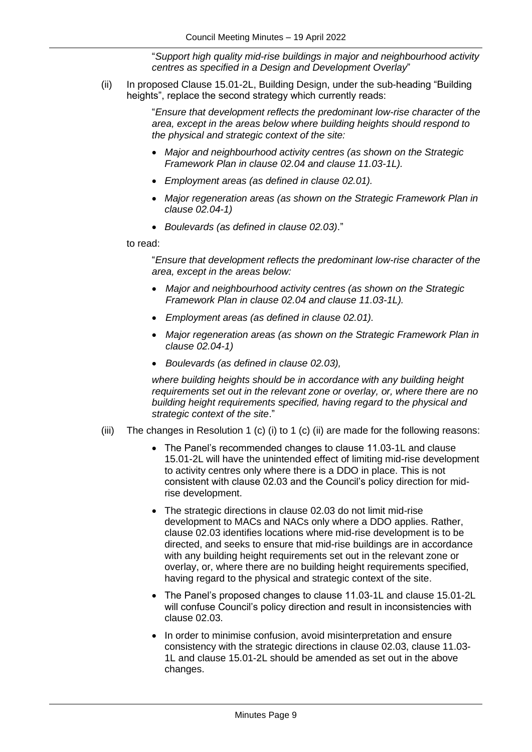"*Support high quality mid-rise buildings in major and neighbourhood activity centres as specified in a Design and Development Overlay*"

(ii) In proposed Clause 15.01-2L, Building Design, under the sub-heading "Building heights", replace the second strategy which currently reads:

> "*Ensure that development reflects the predominant low-rise character of the area, except in the areas below where building heights should respond to the physical and strategic context of the site:*
>
> - *Major and neighbourhood activity centres (as shown on the Strategic Framework Plan in clause 02.04 and clause 11.03-1L).*
> - *Employment areas (as defined in clause 02.01).*
> - *Major regeneration areas (as shown on the Strategic Framework Plan in clause 02.04-1)*
> - *Boulevards (as defined in clause 02.03)*."

to read:

> "*Ensure that development reflects the predominant low-rise character of the area, except in the areas below:*
>
> - *Major and neighbourhood activity centres (as shown on the Strategic Framework Plan in clause 02.04 and clause 11.03-1L).*
> - *Employment areas (as defined in clause 02.01).*
> - *Major regeneration areas (as shown on the Strategic Framework Plan in clause 02.04-1)*
> - *Boulevards (as defined in clause 02.03),*
>
> *where building heights should be in accordance with any building height requirements set out in the relevant zone or overlay, or, where there are no building height requirements specified, having regard to the physical and strategic context of the site*."

(iii) The changes in Resolution 1 (c) (i) to 1 (c) (ii) are made for the following reasons:

- The Panel's recommended changes to clause 11.03-1L and clause 15.01-2L will have the unintended effect of limiting mid-rise development to activity centres only where there is a DDO in place. This is not consistent with clause 02.03 and the Council's policy direction for mid-rise development.
- The strategic directions in clause 02.03 do not limit mid-rise development to MACs and NACs only where a DDO applies. Rather, clause 02.03 identifies locations where mid-rise development is to be directed, and seeks to ensure that mid-rise buildings are in accordance with any building height requirements set out in the relevant zone or overlay, or, where there are no building height requirements specified, having regard to the physical and strategic context of the site.
- The Panel's proposed changes to clause 11.03-1L and clause 15.01-2L will confuse Council's policy direction and result in inconsistencies with clause 02.03.
- In order to minimise confusion, avoid misinterpretation and ensure consistency with the strategic directions in clause 02.03, clause 11.03-1L and clause 15.01-2L should be amended as set out in the above changes.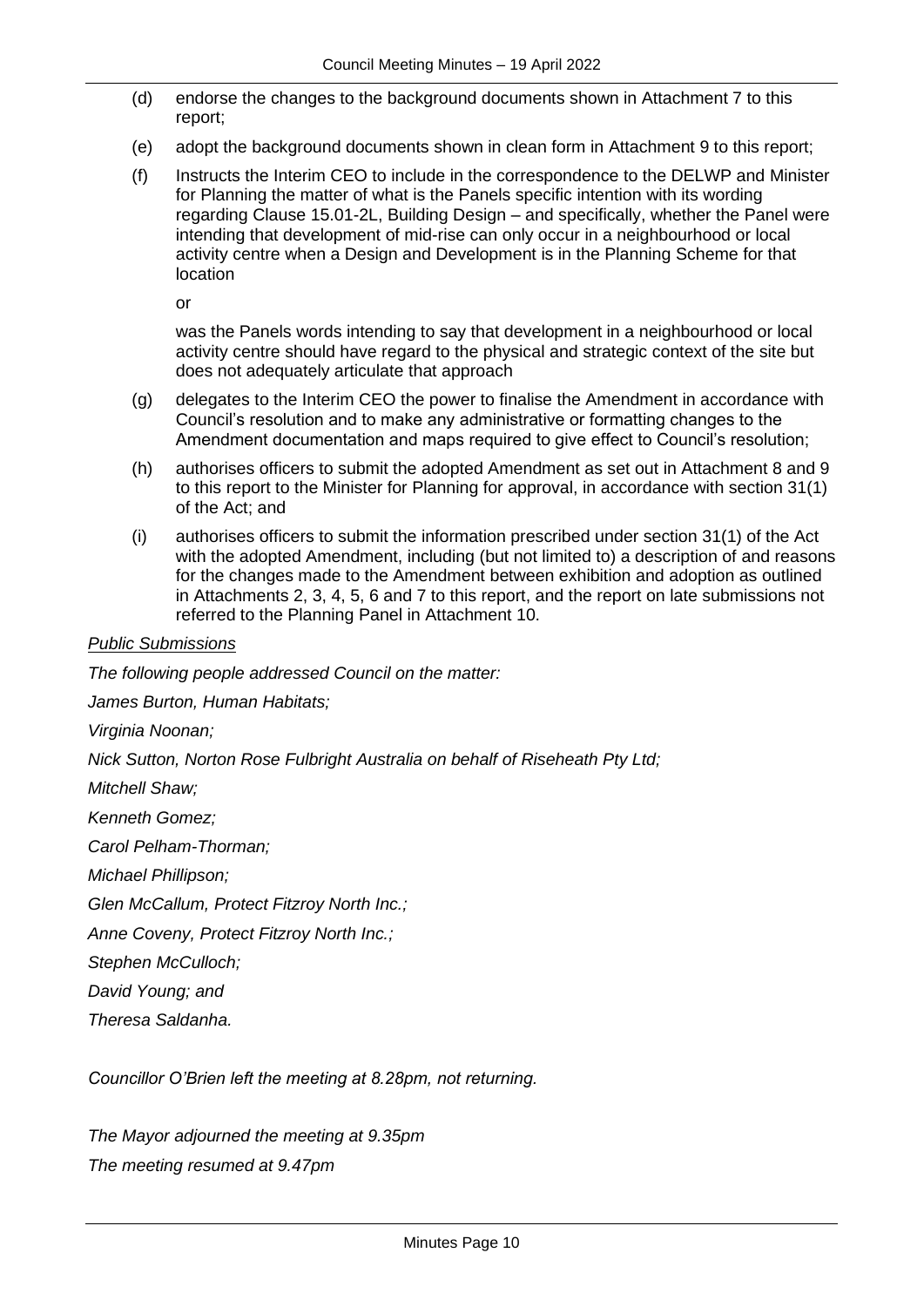(d) endorse the changes to the background documents shown in Attachment 7 to this report;

(e) adopt the background documents shown in clean form in Attachment 9 to this report;

(f) Instructs the Interim CEO to include in the correspondence to the DELWP and Minister for Planning the matter of what is the Panels specific intention with its wording regarding Clause 15.01-2L, Building Design – and specifically, whether the Panel were intending that development of mid-rise can only occur in a neighbourhood or local activity centre when a Design and Development is in the Planning Scheme for that location

or

was the Panels words intending to say that development in a neighbourhood or local activity centre should have regard to the physical and strategic context of the site but does not adequately articulate that approach

(g) delegates to the Interim CEO the power to finalise the Amendment in accordance with Council's resolution and to make any administrative or formatting changes to the Amendment documentation and maps required to give effect to Council's resolution;

(h) authorises officers to submit the adopted Amendment as set out in Attachment 8 and 9 to this report to the Minister for Planning for approval, in accordance with section 31(1) of the Act; and

(i) authorises officers to submit the information prescribed under section 31(1) of the Act with the adopted Amendment, including (but not limited to) a description of and reasons for the changes made to the Amendment between exhibition and adoption as outlined in Attachments 2, 3, 4, 5, 6 and 7 to this report, and the report on late submissions not referred to the Planning Panel in Attachment 10.

*Public Submissions*

*The following people addressed Council on the matter:*

*James Burton, Human Habitats;*

*Virginia Noonan;*

*Nick Sutton, Norton Rose Fulbright Australia on behalf of Riseheath Pty Ltd;*

*Mitchell Shaw;*

*Kenneth Gomez;*

*Carol Pelham-Thorman;*

*Michael Phillipson;*

*Glen McCallum, Protect Fitzroy North Inc.;*

*Anne Coveny, Protect Fitzroy North Inc.;*

*Stephen McCulloch;*

*David Young; and*

*Theresa Saldanha.*

*Councillor O'Brien left the meeting at 8.28pm, not returning.*

*The Mayor adjourned the meeting at 9.35pm*

*The meeting resumed at 9.47pm*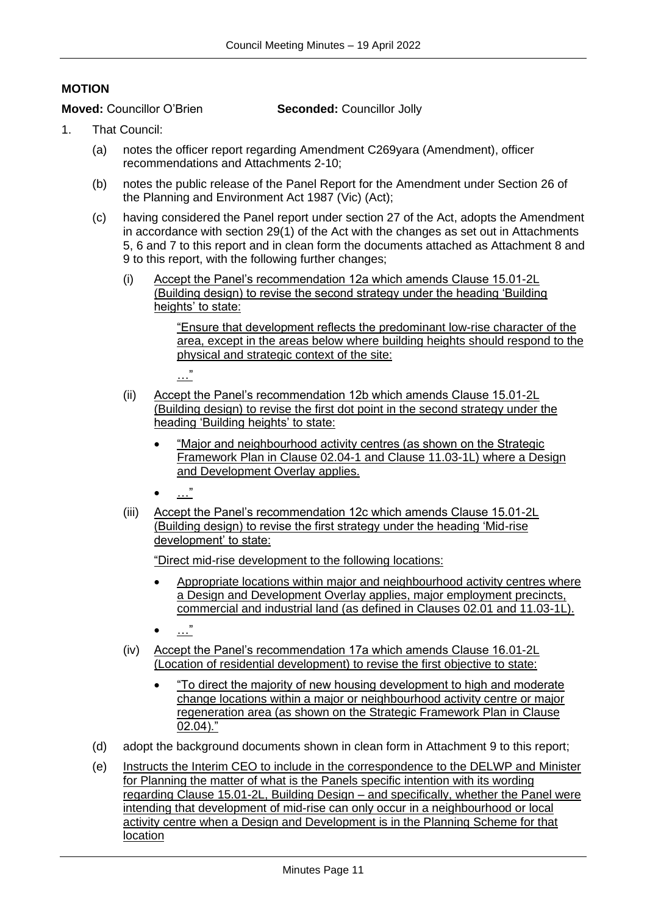**MOTION**

**Moved:** Councillor O'Brien **Seconded:** Councillor Jolly

1. That Council:

   (a) notes the officer report regarding Amendment C269yara (Amendment), officer recommendations and Attachments 2-10;

   (b) notes the public release of the Panel Report for the Amendment under Section 26 of the Planning and Environment Act 1987 (Vic) (Act);

   (c) having considered the Panel report under section 27 of the Act, adopts the Amendment in accordance with section 29(1) of the Act with the changes as set out in Attachments 5, 6 and 7 to this report and in clean form the documents attached as Attachment 8 and 9 to this report, with the following further changes;

      (i) Accept the Panel's recommendation 12a which amends Clause 15.01-2L (Building design) to revise the second strategy under the heading 'Building heights' to state:

         "Ensure that development reflects the predominant low-rise character of the area, except in the areas below where building heights should respond to the physical and strategic context of the site:

         …"

      (ii) Accept the Panel's recommendation 12b which amends Clause 15.01-2L (Building design) to revise the first dot point in the second strategy under the heading 'Building heights' to state:

         - "Major and neighbourhood activity centres (as shown on the Strategic Framework Plan in Clause 02.04-1 and Clause 11.03-1L) where a Design and Development Overlay applies.
         - …"

      (iii) Accept the Panel's recommendation 12c which amends Clause 15.01-2L (Building design) to revise the first strategy under the heading 'Mid-rise development' to state:

         "Direct mid-rise development to the following locations:

         - Appropriate locations within major and neighbourhood activity centres where a Design and Development Overlay applies, major employment precincts, commercial and industrial land (as defined in Clauses 02.01 and 11.03-1L).
         - …"

      (iv) Accept the Panel's recommendation 17a which amends Clause 16.01-2L (Location of residential development) to revise the first objective to state:

         - "To direct the majority of new housing development to high and moderate change locations within a major or neighbourhood activity centre or major regeneration area (as shown on the Strategic Framework Plan in Clause 02.04)."

   (d) adopt the background documents shown in clean form in Attachment 9 to this report;

   (e) Instructs the Interim CEO to include in the correspondence to the DELWP and Minister for Planning the matter of what is the Panels specific intention with its wording regarding Clause 15.01-2L, Building Design – and specifically, whether the Panel were intending that development of mid-rise can only occur in a neighbourhood or local activity centre when a Design and Development is in the Planning Scheme for that location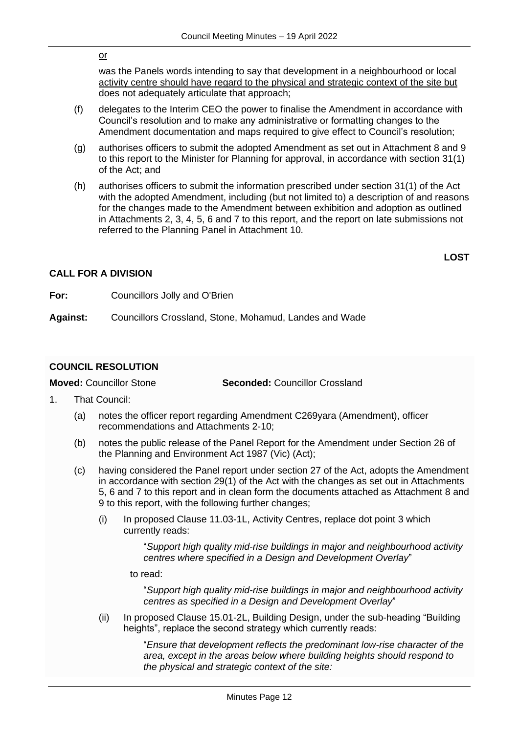<u>or</u>

<u>was the Panels words intending to say that development in a neighbourhood or local activity centre should have regard to the physical and strategic context of the site but does not adequately articulate that approach;</u>

(f) delegates to the Interim CEO the power to finalise the Amendment in accordance with Council's resolution and to make any administrative or formatting changes to the Amendment documentation and maps required to give effect to Council's resolution;

(g) authorises officers to submit the adopted Amendment as set out in Attachment 8 and 9 to this report to the Minister for Planning for approval, in accordance with section 31(1) of the Act; and

(h) authorises officers to submit the information prescribed under section 31(1) of the Act with the adopted Amendment, including (but not limited to) a description of and reasons for the changes made to the Amendment between exhibition and adoption as outlined in Attachments 2, 3, 4, 5, 6 and 7 to this report, and the report on late submissions not referred to the Planning Panel in Attachment 10.

**LOST**

**CALL FOR A DIVISION**

**For:** Councillors Jolly and O'Brien

**Against:** Councillors Crossland, Stone, Mohamud, Landes and Wade

**COUNCIL RESOLUTION**

**Moved:** Councillor Stone **Seconded:** Councillor Crossland

1. That Council:

   (a) notes the officer report regarding Amendment C269yara (Amendment), officer recommendations and Attachments 2-10;

   (b) notes the public release of the Panel Report for the Amendment under Section 26 of the Planning and Environment Act 1987 (Vic) (Act);

   (c) having considered the Panel report under section 27 of the Act, adopts the Amendment in accordance with section 29(1) of the Act with the changes as set out in Attachments 5, 6 and 7 to this report and in clean form the documents attached as Attachment 8 and 9 to this report, with the following further changes;

      (i) In proposed Clause 11.03-1L, Activity Centres, replace dot point 3 which currently reads:

         "*Support high quality mid-rise buildings in major and neighbourhood activity centres where specified in a Design and Development Overlay*"

         to read:

         "*Support high quality mid-rise buildings in major and neighbourhood activity centres as specified in a Design and Development Overlay*"

      (ii) In proposed Clause 15.01-2L, Building Design, under the sub-heading "Building heights", replace the second strategy which currently reads:

         "*Ensure that development reflects the predominant low-rise character of the area, except in the areas below where building heights should respond to the physical and strategic context of the site:*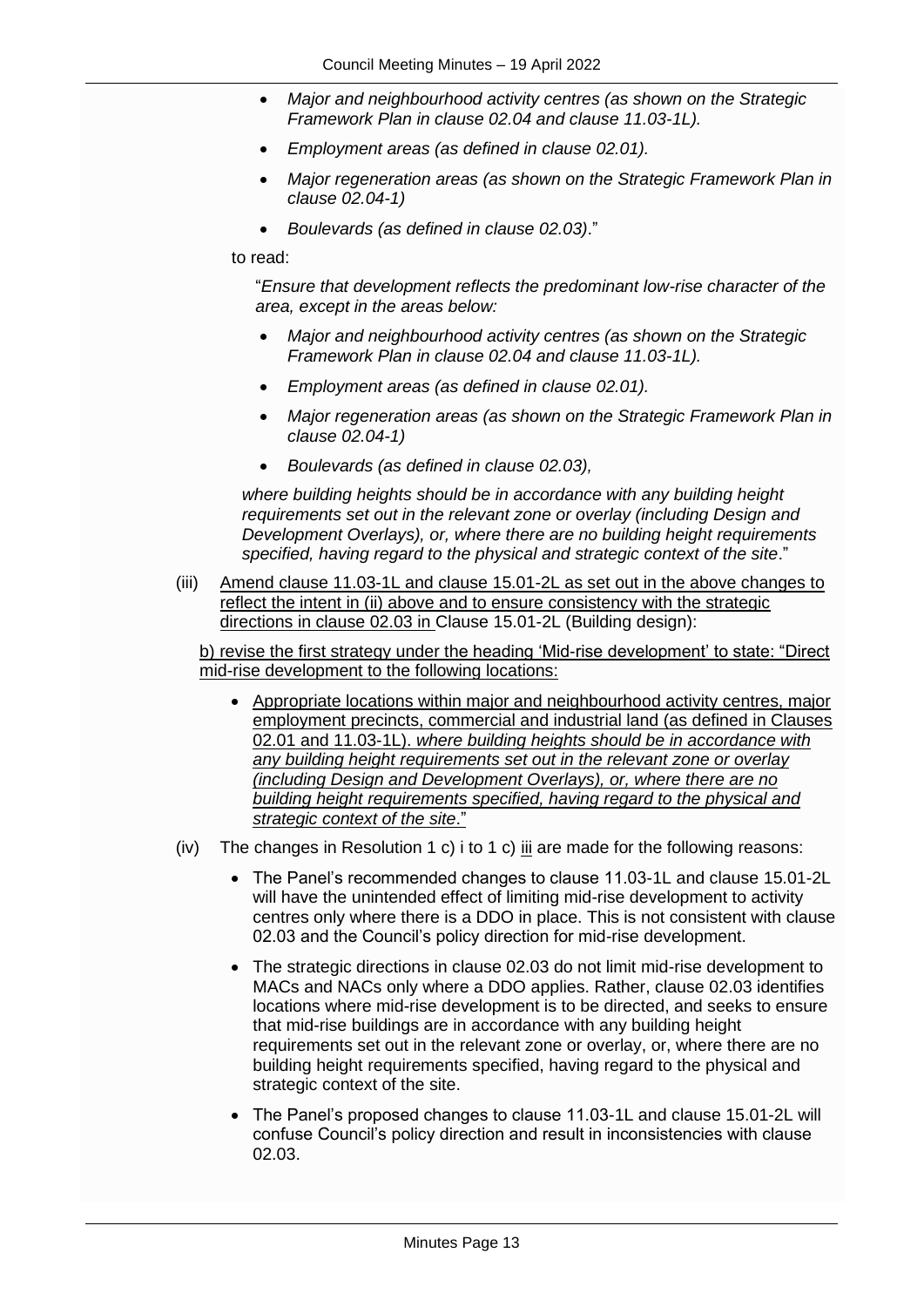- *Major and neighbourhood activity centres (as shown on the Strategic Framework Plan in clause 02.04 and clause 11.03-1L).*
- *Employment areas (as defined in clause 02.01).*
- *Major regeneration areas (as shown on the Strategic Framework Plan in clause 02.04-1)*
- *Boulevards (as defined in clause 02.03)*."

to read:

"*Ensure that development reflects the predominant low-rise character of the area, except in the areas below:*

- *Major and neighbourhood activity centres (as shown on the Strategic Framework Plan in clause 02.04 and clause 11.03-1L).*
- *Employment areas (as defined in clause 02.01).*
- *Major regeneration areas (as shown on the Strategic Framework Plan in clause 02.04-1)*
- *Boulevards (as defined in clause 02.03),*

*where building heights should be in accordance with any building height requirements set out in the relevant zone or overlay (including Design and Development Overlays), or, where there are no building height requirements specified, having regard to the physical and strategic context of the site*."

(iii) <u>Amend clause 11.03-1L and clause 15.01-2L as set out in the above changes to reflect the intent in (ii) above and to ensure consistency with the strategic directions in clause 02.03 in</u> Clause 15.01-2L (Building design):

<u>b) revise the first strategy under the heading 'Mid-rise development' to state: "Direct mid-rise development to the following locations:</u>

- <u>Appropriate locations within major and neighbourhood activity centres, major employment precincts, commercial and industrial land (as defined in Clauses 02.01 and 11.03-1L). *where building heights should be in accordance with any building height requirements set out in the relevant zone or overlay (including Design and Development Overlays), or, where there are no building height requirements specified, having regard to the physical and strategic context of the site*."</u>

(iv) The changes in Resolution 1 c) i to 1 c) <u>iii</u> are made for the following reasons:

- The Panel's recommended changes to clause 11.03-1L and clause 15.01-2L will have the unintended effect of limiting mid-rise development to activity centres only where there is a DDO in place. This is not consistent with clause 02.03 and the Council's policy direction for mid-rise development.
- The strategic directions in clause 02.03 do not limit mid-rise development to MACs and NACs only where a DDO applies. Rather, clause 02.03 identifies locations where mid-rise development is to be directed, and seeks to ensure that mid-rise buildings are in accordance with any building height requirements set out in the relevant zone or overlay, or, where there are no building height requirements specified, having regard to the physical and strategic context of the site.
- The Panel's proposed changes to clause 11.03-1L and clause 15.01-2L will confuse Council's policy direction and result in inconsistencies with clause 02.03.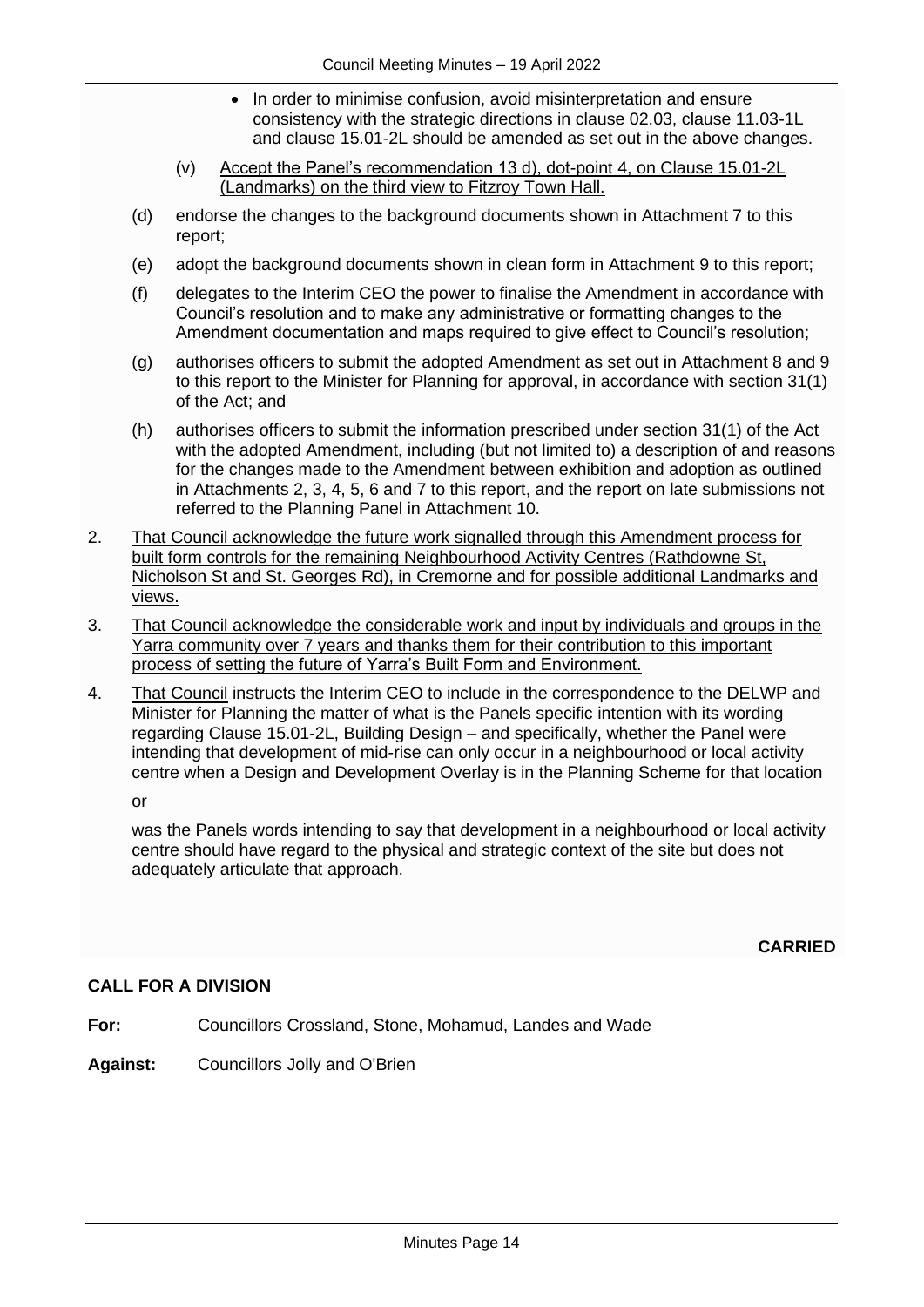- In order to minimise confusion, avoid misinterpretation and ensure consistency with the strategic directions in clause 02.03, clause 11.03-1L and clause 15.01-2L should be amended as set out in the above changes.

  (v) <u>Accept the Panel's recommendation 13 d), dot-point 4, on Clause 15.01-2L (Landmarks) on the third view to Fitzroy Town Hall.</u>

  (d) endorse the changes to the background documents shown in Attachment 7 to this report;

  (e) adopt the background documents shown in clean form in Attachment 9 to this report;

  (f) delegates to the Interim CEO the power to finalise the Amendment in accordance with Council's resolution and to make any administrative or formatting changes to the Amendment documentation and maps required to give effect to Council's resolution;

  (g) authorises officers to submit the adopted Amendment as set out in Attachment 8 and 9 to this report to the Minister for Planning for approval, in accordance with section 31(1) of the Act; and

  (h) authorises officers to submit the information prescribed under section 31(1) of the Act with the adopted Amendment, including (but not limited to) a description of and reasons for the changes made to the Amendment between exhibition and adoption as outlined in Attachments 2, 3, 4, 5, 6 and 7 to this report, and the report on late submissions not referred to the Planning Panel in Attachment 10.

2. <u>That Council acknowledge the future work signalled through this Amendment process for built form controls for the remaining Neighbourhood Activity Centres (Rathdowne St, Nicholson St and St. Georges Rd), in Cremorne and for possible additional Landmarks and views.</u>

3. <u>That Council acknowledge the considerable work and input by individuals and groups in the Yarra community over 7 years and thanks them for their contribution to this important process of setting the future of Yarra's Built Form and Environment.</u>

4. <u>That Council</u> instructs the Interim CEO to include in the correspondence to the DELWP and Minister for Planning the matter of what is the Panels specific intention with its wording regarding Clause 15.01-2L, Building Design – and specifically, whether the Panel were intending that development of mid-rise can only occur in a neighbourhood or local activity centre when a Design and Development Overlay is in the Planning Scheme for that location

   or

   was the Panels words intending to say that development in a neighbourhood or local activity centre should have regard to the physical and strategic context of the site but does not adequately articulate that approach.

**CARRIED**

**CALL FOR A DIVISION**

**For:** Councillors Crossland, Stone, Mohamud, Landes and Wade

**Against:** Councillors Jolly and O'Brien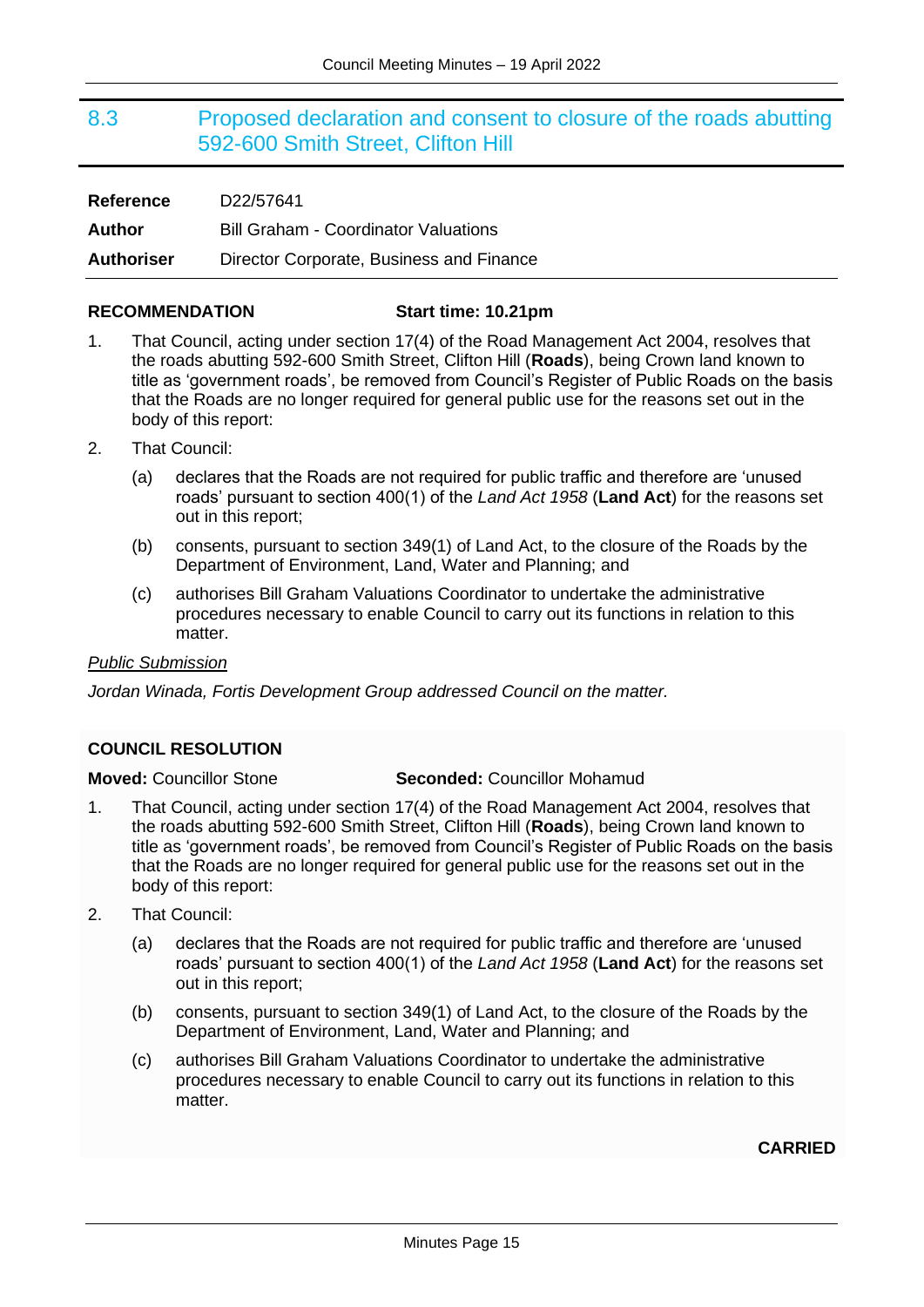## 8.3 Proposed declaration and consent to closure of the roads abutting 592-600 Smith Street, Clifton Hill

| | |
|---|---|
| **Reference** | D22/57641 |
| **Author** | Bill Graham - Coordinator Valuations |
| **Authoriser** | Director Corporate, Business and Finance |

**RECOMMENDATION** **Start time: 10.21pm**

1. That Council, acting under section 17(4) of the Road Management Act 2004, resolves that the roads abutting 592-600 Smith Street, Clifton Hill (**Roads**), being Crown land known to title as 'government roads', be removed from Council's Register of Public Roads on the basis that the Roads are no longer required for general public use for the reasons set out in the body of this report:
2. That Council:
   (a) declares that the Roads are not required for public traffic and therefore are 'unused roads' pursuant to section 400(1) of the *Land Act 1958* (**Land Act**) for the reasons set out in this report;
   (b) consents, pursuant to section 349(1) of Land Act, to the closure of the Roads by the Department of Environment, Land, Water and Planning; and
   (c) authorises Bill Graham Valuations Coordinator to undertake the administrative procedures necessary to enable Council to carry out its functions in relation to this matter.

*Public Submission*

*Jordan Winada, Fortis Development Group addressed Council on the matter.*

**COUNCIL RESOLUTION**

**Moved:** Councillor Stone **Seconded:** Councillor Mohamud

1. That Council, acting under section 17(4) of the Road Management Act 2004, resolves that the roads abutting 592-600 Smith Street, Clifton Hill (**Roads**), being Crown land known to title as 'government roads', be removed from Council's Register of Public Roads on the basis that the Roads are no longer required for general public use for the reasons set out in the body of this report:
2. That Council:
   (a) declares that the Roads are not required for public traffic and therefore are 'unused roads' pursuant to section 400(1) of the *Land Act 1958* (**Land Act**) for the reasons set out in this report;
   (b) consents, pursuant to section 349(1) of Land Act, to the closure of the Roads by the Department of Environment, Land, Water and Planning; and
   (c) authorises Bill Graham Valuations Coordinator to undertake the administrative procedures necessary to enable Council to carry out its functions in relation to this matter.

**CARRIED**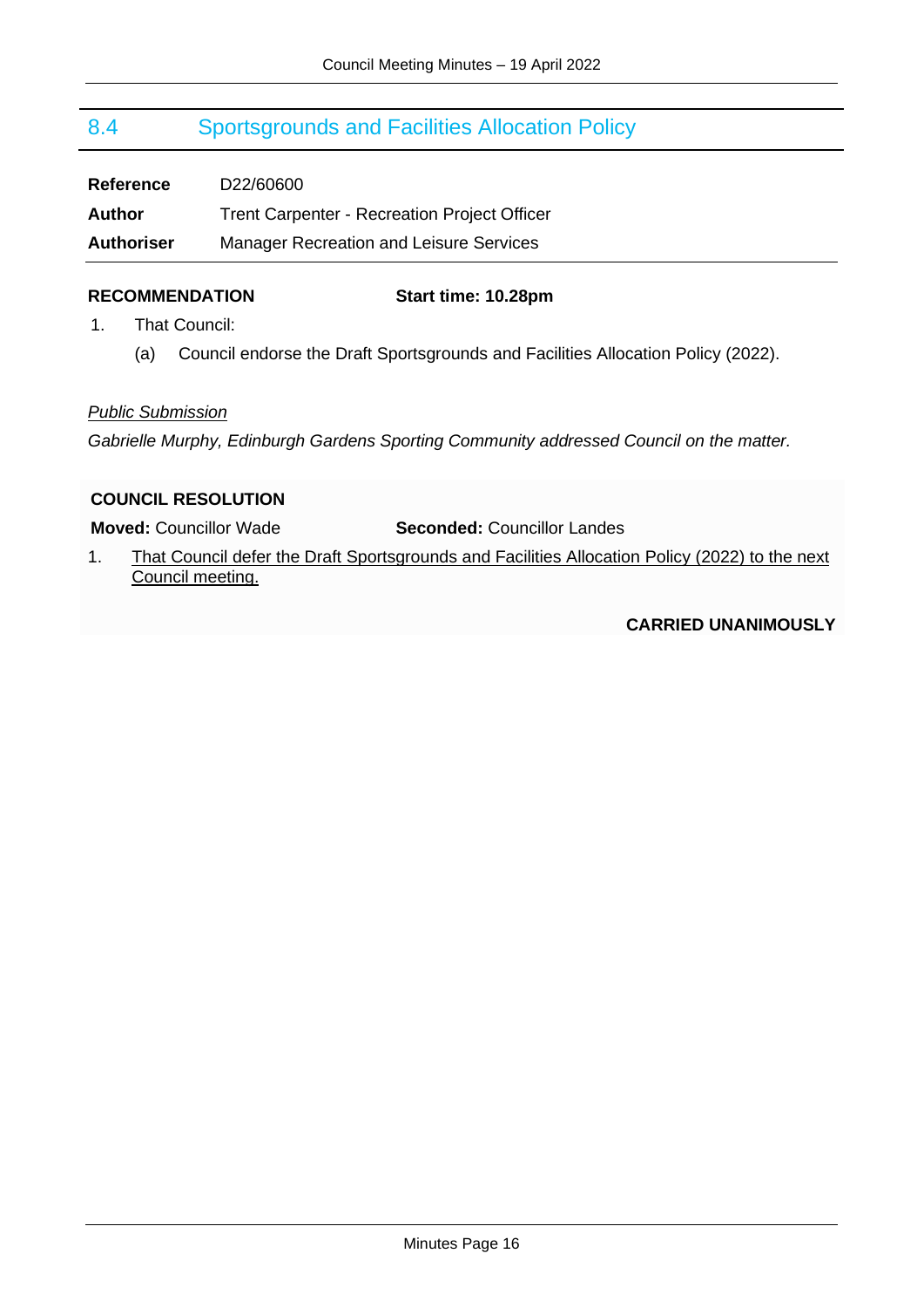## 8.4 Sportsgrounds and Facilities Allocation Policy

| | |
|---|---|
| **Reference** | D22/60600 |
| **Author** | Trent Carpenter - Recreation Project Officer |
| **Authoriser** | Manager Recreation and Leisure Services |

**RECOMMENDATION** **Start time: 10.28pm**

1. That Council:

   (a) Council endorse the Draft Sportsgrounds and Facilities Allocation Policy (2022).

*Public Submission*

*Gabrielle Murphy, Edinburgh Gardens Sporting Community addressed Council on the matter.*

**COUNCIL RESOLUTION**

**Moved:** Councillor Wade **Seconded:** Councillor Landes

1. That Council defer the Draft Sportsgrounds and Facilities Allocation Policy (2022) to the next Council meeting.

**CARRIED UNANIMOUSLY**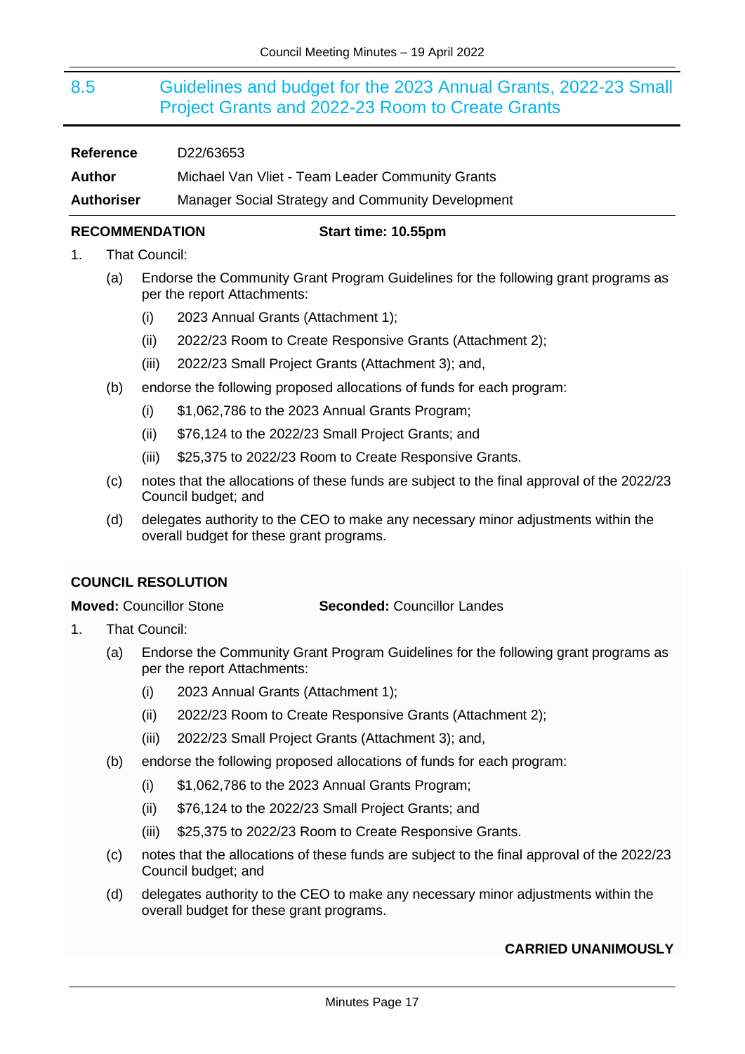## 8.5 Guidelines and budget for the 2023 Annual Grants, 2022-23 Small Project Grants and 2022-23 Room to Create Grants

| | |
|---|---|
| **Reference** | D22/63653 |
| **Author** | Michael Van Vliet - Team Leader Community Grants |
| **Authoriser** | Manager Social Strategy and Community Development |

**RECOMMENDATION** **Start time: 10.55pm**

1. That Council:
   - (a) Endorse the Community Grant Program Guidelines for the following grant programs as per the report Attachments:
     - (i) 2023 Annual Grants (Attachment 1);
     - (ii) 2022/23 Room to Create Responsive Grants (Attachment 2);
     - (iii) 2022/23 Small Project Grants (Attachment 3); and,
   - (b) endorse the following proposed allocations of funds for each program:
     - (i) $1,062,786 to the 2023 Annual Grants Program;
     - (ii) $76,124 to the 2022/23 Small Project Grants; and
     - (iii) $25,375 to 2022/23 Room to Create Responsive Grants.
   - (c) notes that the allocations of these funds are subject to the final approval of the 2022/23 Council budget; and
   - (d) delegates authority to the CEO to make any necessary minor adjustments within the overall budget for these grant programs.

**COUNCIL RESOLUTION**

**Moved:** Councillor Stone **Seconded:** Councillor Landes

1. That Council:
   - (a) Endorse the Community Grant Program Guidelines for the following grant programs as per the report Attachments:
     - (i) 2023 Annual Grants (Attachment 1);
     - (ii) 2022/23 Room to Create Responsive Grants (Attachment 2);
     - (iii) 2022/23 Small Project Grants (Attachment 3); and,
   - (b) endorse the following proposed allocations of funds for each program:
     - (i) $1,062,786 to the 2023 Annual Grants Program;
     - (ii) $76,124 to the 2022/23 Small Project Grants; and
     - (iii) $25,375 to 2022/23 Room to Create Responsive Grants.
   - (c) notes that the allocations of these funds are subject to the final approval of the 2022/23 Council budget; and
   - (d) delegates authority to the CEO to make any necessary minor adjustments within the overall budget for these grant programs.

**CARRIED UNANIMOUSLY**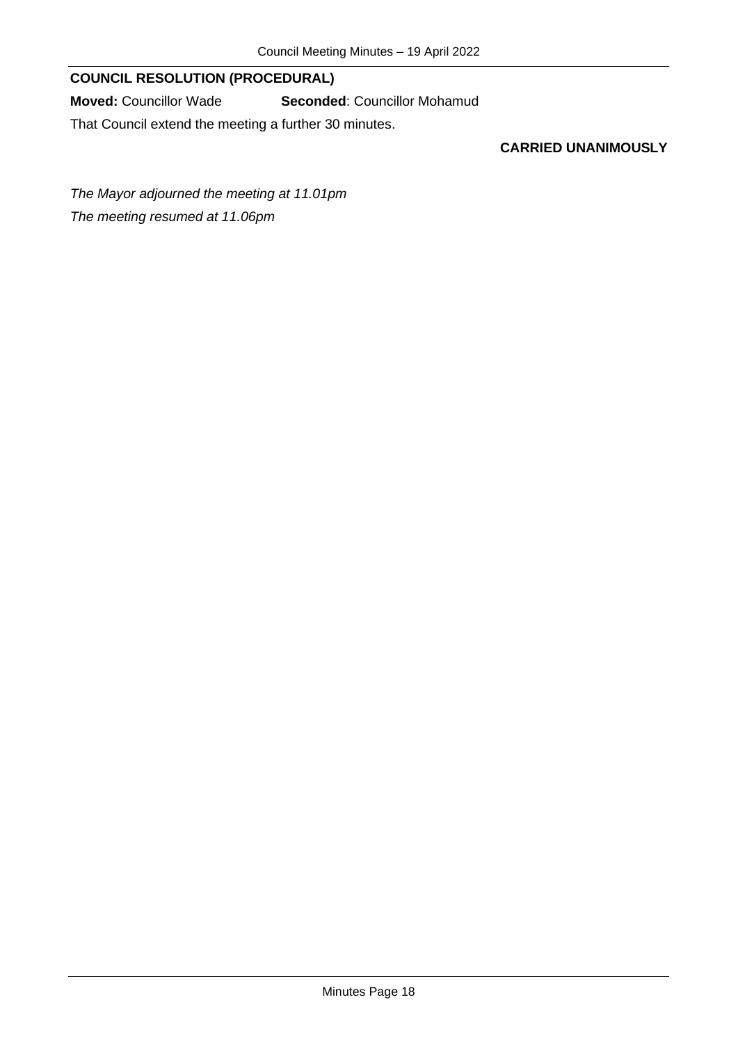**COUNCIL RESOLUTION (PROCEDURAL)**

**Moved:** Councillor Wade **Seconded**: Councillor Mohamud

That Council extend the meeting a further 30 minutes.

**CARRIED UNANIMOUSLY**

*The Mayor adjourned the meeting at 11.01pm*

*The meeting resumed at 11.06pm*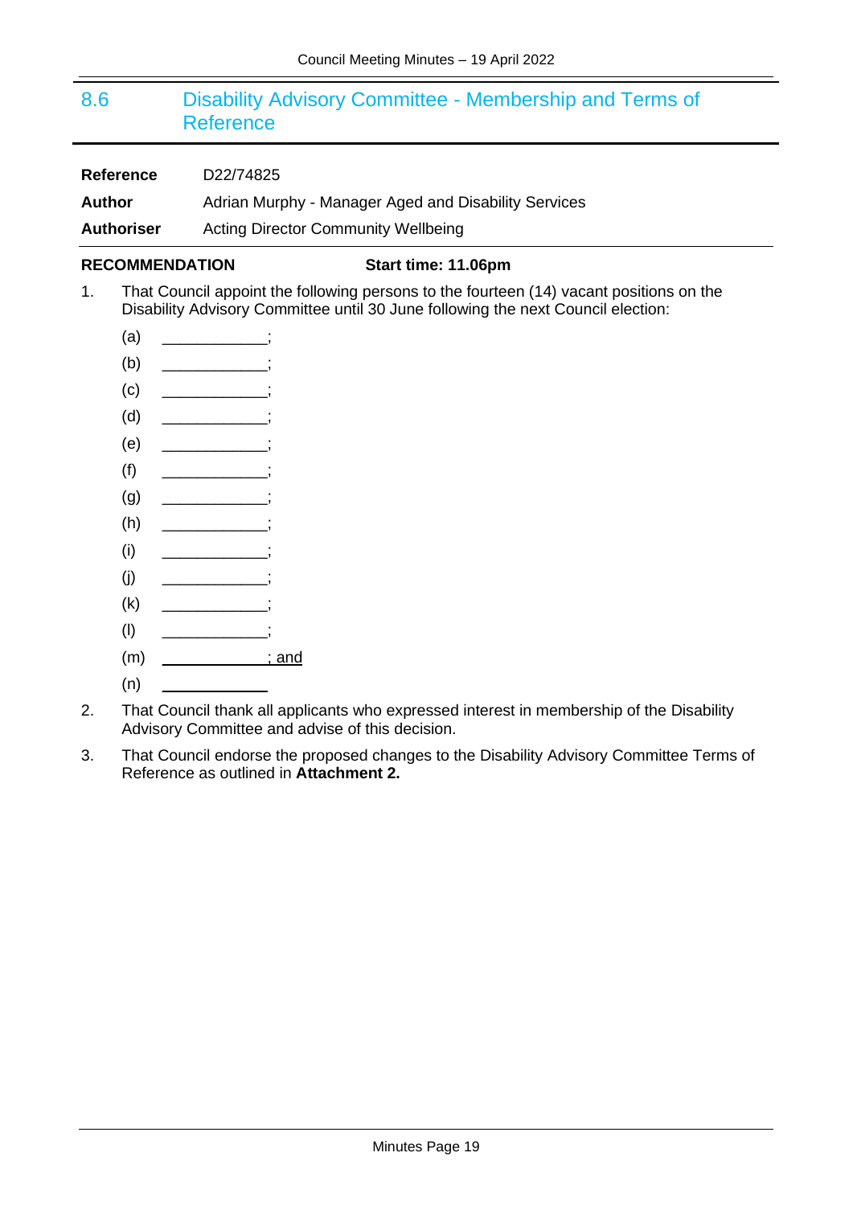## 8.6 Disability Advisory Committee - Membership and Terms of Reference

**Reference** D22/74825

**Author** Adrian Murphy - Manager Aged and Disability Services

**Authoriser** Acting Director Community Wellbeing

**RECOMMENDATION** **Start time: 11.06pm**

1. That Council appoint the following persons to the fourteen (14) vacant positions on the Disability Advisory Committee until 30 June following the next Council election:

   (a) ____________;

   (b) ____________;

   (c) ____________;

   (d) ____________;

   (e) ____________;

   (f) ____________;

   (g) ____________;

   (h) ____________;

   (i) ____________;

   (j) ____________;

   (k) ____________;

   (l) ____________;

   (m) ____________; and

   (n) ____________

2. That Council thank all applicants who expressed interest in membership of the Disability Advisory Committee and advise of this decision.

3. That Council endorse the proposed changes to the Disability Advisory Committee Terms of Reference as outlined in **Attachment 2.**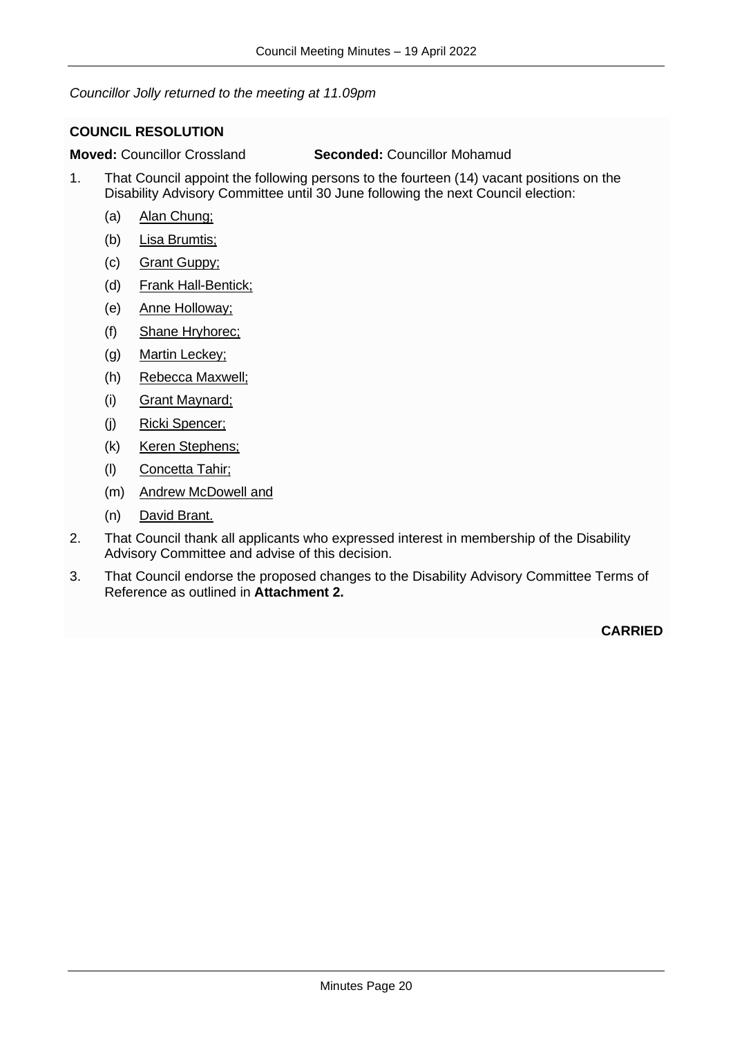*Councillor Jolly returned to the meeting at 11.09pm*

**COUNCIL RESOLUTION**

**Moved:** Councillor Crossland **Seconded:** Councillor Mohamud

1. That Council appoint the following persons to the fourteen (14) vacant positions on the Disability Advisory Committee until 30 June following the next Council election:

   (a) Alan Chung;

   (b) Lisa Brumtis;

   (c) Grant Guppy;

   (d) Frank Hall-Bentick;

   (e) Anne Holloway;

   (f) Shane Hryhorec;

   (g) Martin Leckey;

   (h) Rebecca Maxwell;

   (i) Grant Maynard;

   (j) Ricki Spencer;

   (k) Keren Stephens;

   (l) Concetta Tahir;

   (m) Andrew McDowell and

   (n) David Brant.

2. That Council thank all applicants who expressed interest in membership of the Disability Advisory Committee and advise of this decision.

3. That Council endorse the proposed changes to the Disability Advisory Committee Terms of Reference as outlined in **Attachment 2.**

**CARRIED**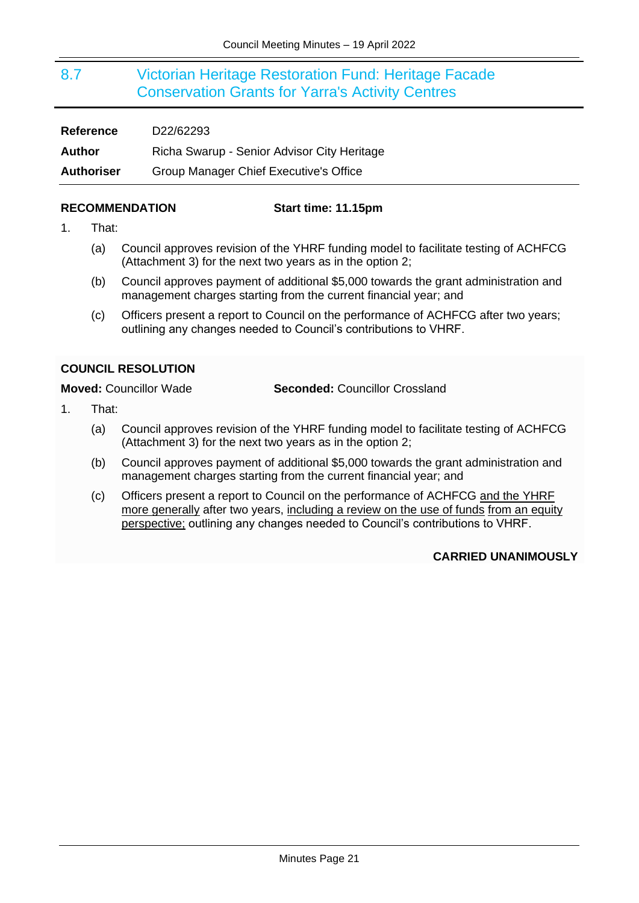## 8.7 Victorian Heritage Restoration Fund: Heritage Facade Conservation Grants for Yarra's Activity Centres

| | |
|---|---|
| **Reference** | D22/62293 |
| **Author** | Richa Swarup - Senior Advisor City Heritage |
| **Authoriser** | Group Manager Chief Executive's Office |

**RECOMMENDATION** **Start time: 11.15pm**

1. That:

   (a) Council approves revision of the YHRF funding model to facilitate testing of ACHFCG (Attachment 3) for the next two years as in the option 2;

   (b) Council approves payment of additional $5,000 towards the grant administration and management charges starting from the current financial year; and

   (c) Officers present a report to Council on the performance of ACHFCG after two years; outlining any changes needed to Council's contributions to VHRF.

**COUNCIL RESOLUTION**

**Moved:** Councillor Wade **Seconded:** Councillor Crossland

1. That:

   (a) Council approves revision of the YHRF funding model to facilitate testing of ACHFCG (Attachment 3) for the next two years as in the option 2;

   (b) Council approves payment of additional $5,000 towards the grant administration and management charges starting from the current financial year; and

   (c) Officers present a report to Council on the performance of ACHFCG <u>and the YHRF more generally</u> after two years, <u>including a review on the use of funds</u> <u>from an equity perspective;</u> outlining any changes needed to Council's contributions to VHRF.

**CARRIED UNANIMOUSLY**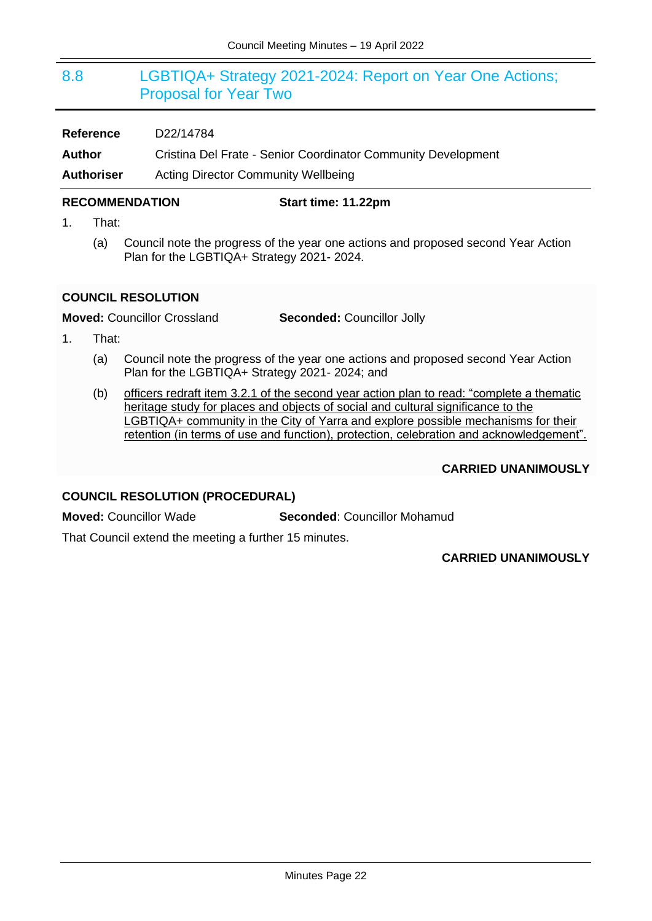## 8.8 LGBTIQA+ Strategy 2021-2024: Report on Year One Actions; Proposal for Year Two

| | |
|---|---|
| **Reference** | D22/14784 |
| **Author** | Cristina Del Frate - Senior Coordinator Community Development |
| **Authoriser** | Acting Director Community Wellbeing |

**RECOMMENDATION** **Start time: 11.22pm**

1. That:

   (a) Council note the progress of the year one actions and proposed second Year Action Plan for the LGBTIQA+ Strategy 2021- 2024.

**COUNCIL RESOLUTION**

**Moved:** Councillor Crossland **Seconded:** Councillor Jolly

1. That:

   (a) Council note the progress of the year one actions and proposed second Year Action Plan for the LGBTIQA+ Strategy 2021- 2024; and

   (b) officers redraft item 3.2.1 of the second year action plan to read: "complete a thematic heritage study for places and objects of social and cultural significance to the LGBTIQA+ community in the City of Yarra and explore possible mechanisms for their retention (in terms of use and function), protection, celebration and acknowledgement".

**CARRIED UNANIMOUSLY**

**COUNCIL RESOLUTION (PROCEDURAL)**

**Moved:** Councillor Wade **Seconded**: Councillor Mohamud

That Council extend the meeting a further 15 minutes.

**CARRIED UNANIMOUSLY**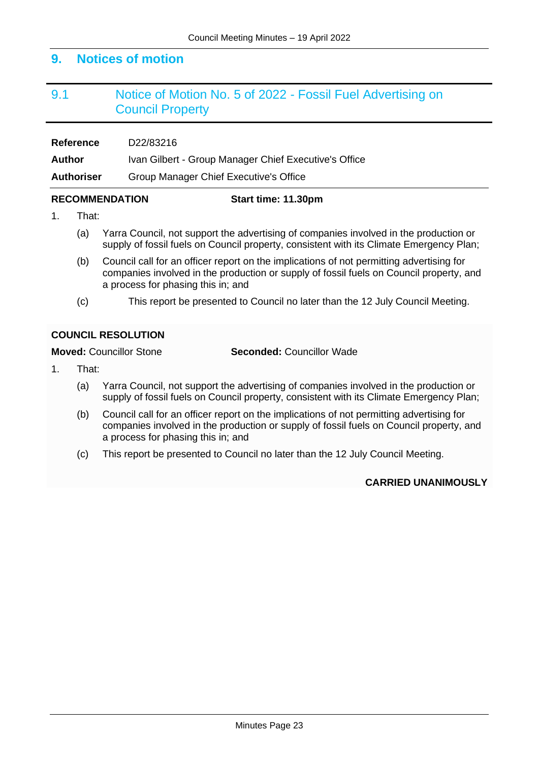## 9. Notices of motion

### 9.1 Notice of Motion No. 5 of 2022 - Fossil Fuel Advertising on Council Property

| | |
|---|---|
| **Reference** | D22/83216 |
| **Author** | Ivan Gilbert - Group Manager Chief Executive's Office |
| **Authoriser** | Group Manager Chief Executive's Office |

**RECOMMENDATION** **Start time: 11.30pm**

1. That:

   (a) Yarra Council, not support the advertising of companies involved in the production or supply of fossil fuels on Council property, consistent with its Climate Emergency Plan;

   (b) Council call for an officer report on the implications of not permitting advertising for companies involved in the production or supply of fossil fuels on Council property, and a process for phasing this in; and

   (c) This report be presented to Council no later than the 12 July Council Meeting.

**COUNCIL RESOLUTION**

**Moved:** Councillor Stone **Seconded:** Councillor Wade

1. That:

   (a) Yarra Council, not support the advertising of companies involved in the production or supply of fossil fuels on Council property, consistent with its Climate Emergency Plan;

   (b) Council call for an officer report on the implications of not permitting advertising for companies involved in the production or supply of fossil fuels on Council property, and a process for phasing this in; and

   (c) This report be presented to Council no later than the 12 July Council Meeting.

**CARRIED UNANIMOUSLY**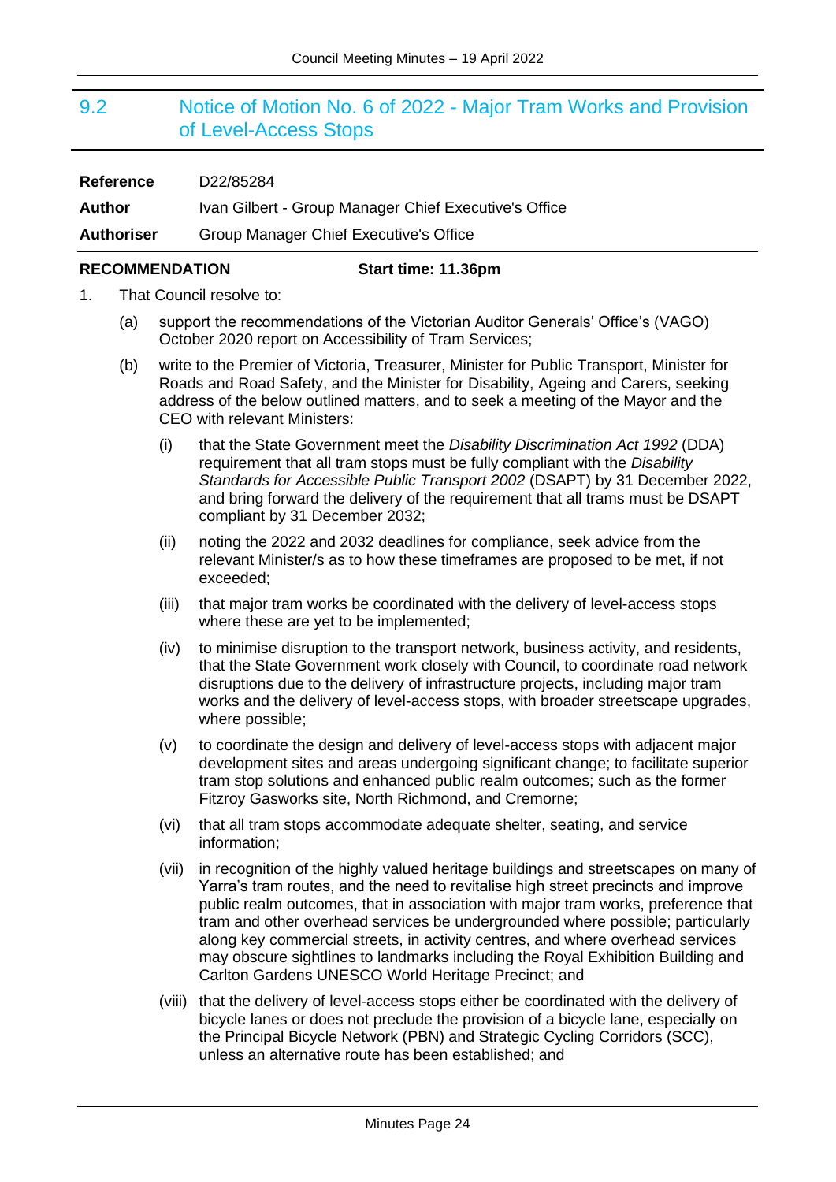## 9.2 Notice of Motion No. 6 of 2022 - Major Tram Works and Provision of Level-Access Stops

**Reference** D22/85284

**Author** Ivan Gilbert - Group Manager Chief Executive's Office

**Authoriser** Group Manager Chief Executive's Office

**RECOMMENDATION** **Start time: 11.36pm**

1. That Council resolve to:

   (a) support the recommendations of the Victorian Auditor Generals' Office's (VAGO) October 2020 report on Accessibility of Tram Services;

   (b) write to the Premier of Victoria, Treasurer, Minister for Public Transport, Minister for Roads and Road Safety, and the Minister for Disability, Ageing and Carers, seeking address of the below outlined matters, and to seek a meeting of the Mayor and the CEO with relevant Ministers:

      (i) that the State Government meet the *Disability Discrimination Act 1992* (DDA) requirement that all tram stops must be fully compliant with the *Disability Standards for Accessible Public Transport 2002* (DSAPT) by 31 December 2022, and bring forward the delivery of the requirement that all trams must be DSAPT compliant by 31 December 2032;

      (ii) noting the 2022 and 2032 deadlines for compliance, seek advice from the relevant Minister/s as to how these timeframes are proposed to be met, if not exceeded;

      (iii) that major tram works be coordinated with the delivery of level-access stops where these are yet to be implemented;

      (iv) to minimise disruption to the transport network, business activity, and residents, that the State Government work closely with Council, to coordinate road network disruptions due to the delivery of infrastructure projects, including major tram works and the delivery of level-access stops, with broader streetscape upgrades, where possible;

      (v) to coordinate the design and delivery of level-access stops with adjacent major development sites and areas undergoing significant change; to facilitate superior tram stop solutions and enhanced public realm outcomes; such as the former Fitzroy Gasworks site, North Richmond, and Cremorne;

      (vi) that all tram stops accommodate adequate shelter, seating, and service information;

      (vii) in recognition of the highly valued heritage buildings and streetscapes on many of Yarra's tram routes, and the need to revitalise high street precincts and improve public realm outcomes, that in association with major tram works, preference that tram and other overhead services be undergrounded where possible; particularly along key commercial streets, in activity centres, and where overhead services may obscure sightlines to landmarks including the Royal Exhibition Building and Carlton Gardens UNESCO World Heritage Precinct; and

      (viii) that the delivery of level-access stops either be coordinated with the delivery of bicycle lanes or does not preclude the provision of a bicycle lane, especially on the Principal Bicycle Network (PBN) and Strategic Cycling Corridors (SCC), unless an alternative route has been established; and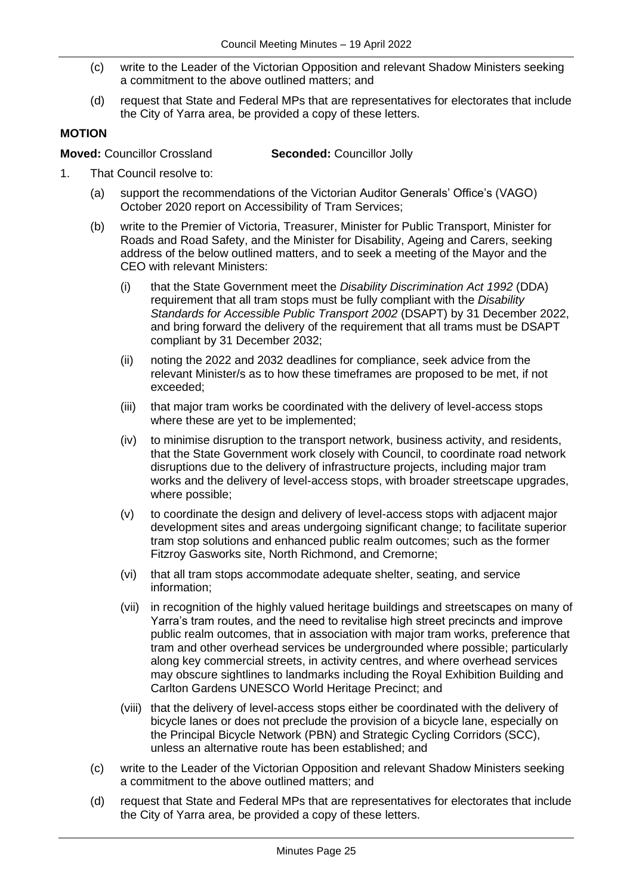(c) write to the Leader of the Victorian Opposition and relevant Shadow Ministers seeking a commitment to the above outlined matters; and

(d) request that State and Federal MPs that are representatives for electorates that include the City of Yarra area, be provided a copy of these letters.

**MOTION**

**Moved:** Councillor Crossland **Seconded:** Councillor Jolly

1. That Council resolve to:

   (a) support the recommendations of the Victorian Auditor Generals' Office's (VAGO) October 2020 report on Accessibility of Tram Services;

   (b) write to the Premier of Victoria, Treasurer, Minister for Public Transport, Minister for Roads and Road Safety, and the Minister for Disability, Ageing and Carers, seeking address of the below outlined matters, and to seek a meeting of the Mayor and the CEO with relevant Ministers:

      (i) that the State Government meet the *Disability Discrimination Act 1992* (DDA) requirement that all tram stops must be fully compliant with the *Disability Standards for Accessible Public Transport 2002* (DSAPT) by 31 December 2022, and bring forward the delivery of the requirement that all trams must be DSAPT compliant by 31 December 2032;

      (ii) noting the 2022 and 2032 deadlines for compliance, seek advice from the relevant Minister/s as to how these timeframes are proposed to be met, if not exceeded;

      (iii) that major tram works be coordinated with the delivery of level-access stops where these are yet to be implemented;

      (iv) to minimise disruption to the transport network, business activity, and residents, that the State Government work closely with Council, to coordinate road network disruptions due to the delivery of infrastructure projects, including major tram works and the delivery of level-access stops, with broader streetscape upgrades, where possible;

      (v) to coordinate the design and delivery of level-access stops with adjacent major development sites and areas undergoing significant change; to facilitate superior tram stop solutions and enhanced public realm outcomes; such as the former Fitzroy Gasworks site, North Richmond, and Cremorne;

      (vi) that all tram stops accommodate adequate shelter, seating, and service information;

      (vii) in recognition of the highly valued heritage buildings and streetscapes on many of Yarra's tram routes, and the need to revitalise high street precincts and improve public realm outcomes, that in association with major tram works, preference that tram and other overhead services be undergrounded where possible; particularly along key commercial streets, in activity centres, and where overhead services may obscure sightlines to landmarks including the Royal Exhibition Building and Carlton Gardens UNESCO World Heritage Precinct; and

      (viii) that the delivery of level-access stops either be coordinated with the delivery of bicycle lanes or does not preclude the provision of a bicycle lane, especially on the Principal Bicycle Network (PBN) and Strategic Cycling Corridors (SCC), unless an alternative route has been established; and

   (c) write to the Leader of the Victorian Opposition and relevant Shadow Ministers seeking a commitment to the above outlined matters; and

   (d) request that State and Federal MPs that are representatives for electorates that include the City of Yarra area, be provided a copy of these letters.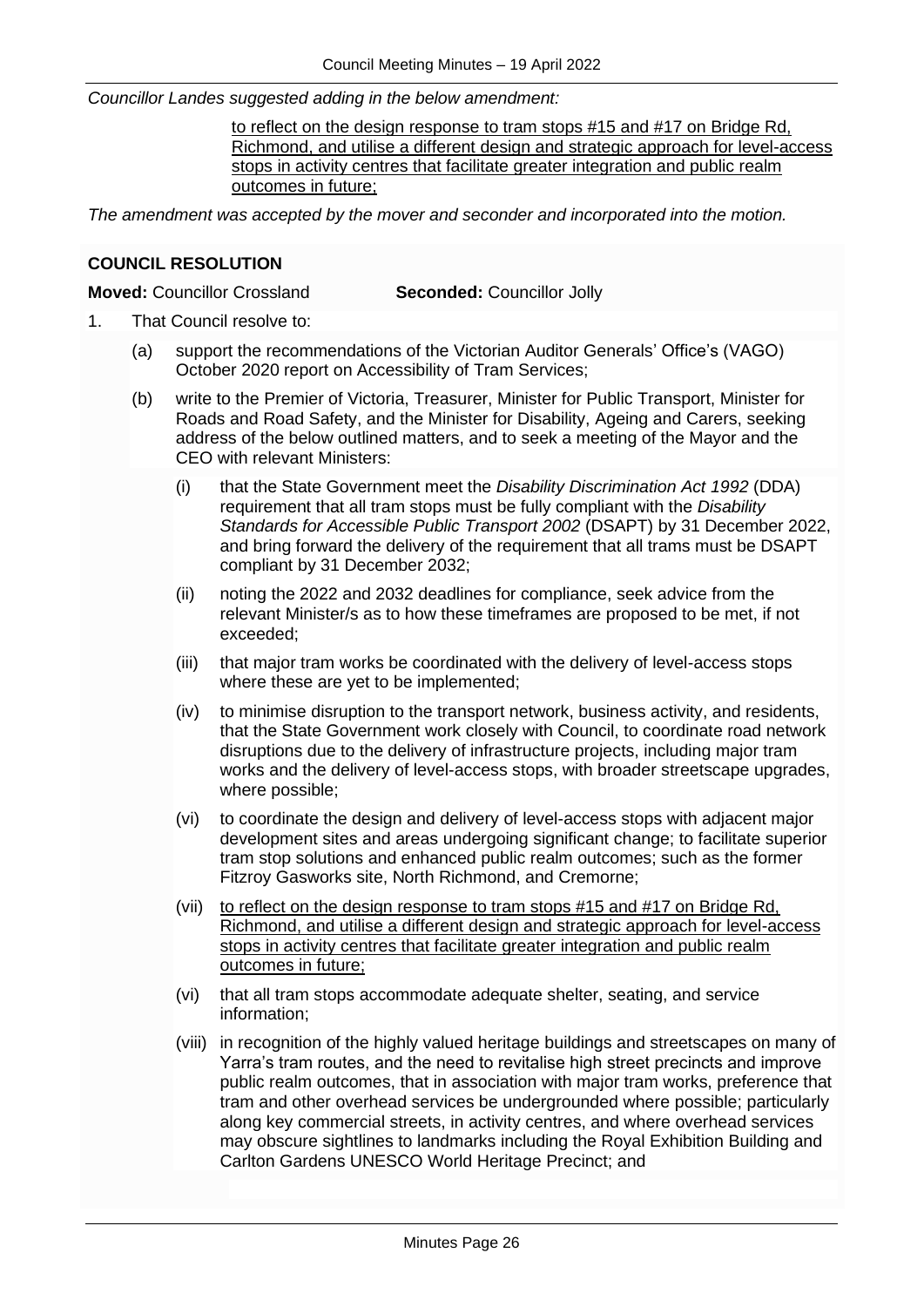*Councillor Landes suggested adding in the below amendment:*

> <u>to reflect on the design response to tram stops #15 and #17 on Bridge Rd, Richmond, and utilise a different design and strategic approach for level-access stops in activity centres that facilitate greater integration and public realm outcomes in future;</u>

*The amendment was accepted by the mover and seconder and incorporated into the motion.*

**COUNCIL RESOLUTION**

**Moved:** Councillor Crossland **Seconded:** Councillor Jolly

1. That Council resolve to:

   (a) support the recommendations of the Victorian Auditor Generals' Office's (VAGO) October 2020 report on Accessibility of Tram Services;

   (b) write to the Premier of Victoria, Treasurer, Minister for Public Transport, Minister for Roads and Road Safety, and the Minister for Disability, Ageing and Carers, seeking address of the below outlined matters, and to seek a meeting of the Mayor and the CEO with relevant Ministers:

      (i) that the State Government meet the *Disability Discrimination Act 1992* (DDA) requirement that all tram stops must be fully compliant with the *Disability Standards for Accessible Public Transport 2002* (DSAPT) by 31 December 2022, and bring forward the delivery of the requirement that all trams must be DSAPT compliant by 31 December 2032;

      (ii) noting the 2022 and 2032 deadlines for compliance, seek advice from the relevant Minister/s as to how these timeframes are proposed to be met, if not exceeded;

      (iii) that major tram works be coordinated with the delivery of level-access stops where these are yet to be implemented;

      (iv) to minimise disruption to the transport network, business activity, and residents, that the State Government work closely with Council, to coordinate road network disruptions due to the delivery of infrastructure projects, including major tram works and the delivery of level-access stops, with broader streetscape upgrades, where possible;

      (vi) to coordinate the design and delivery of level-access stops with adjacent major development sites and areas undergoing significant change; to facilitate superior tram stop solutions and enhanced public realm outcomes; such as the former Fitzroy Gasworks site, North Richmond, and Cremorne;

      (vii) <u>to reflect on the design response to tram stops #15 and #17 on Bridge Rd, Richmond, and utilise a different design and strategic approach for level-access stops in activity centres that facilitate greater integration and public realm outcomes in future;</u>

      (vi) that all tram stops accommodate adequate shelter, seating, and service information;

      (viii) in recognition of the highly valued heritage buildings and streetscapes on many of Yarra's tram routes, and the need to revitalise high street precincts and improve public realm outcomes, that in association with major tram works, preference that tram and other overhead services be undergrounded where possible; particularly along key commercial streets, in activity centres, and where overhead services may obscure sightlines to landmarks including the Royal Exhibition Building and Carlton Gardens UNESCO World Heritage Precinct; and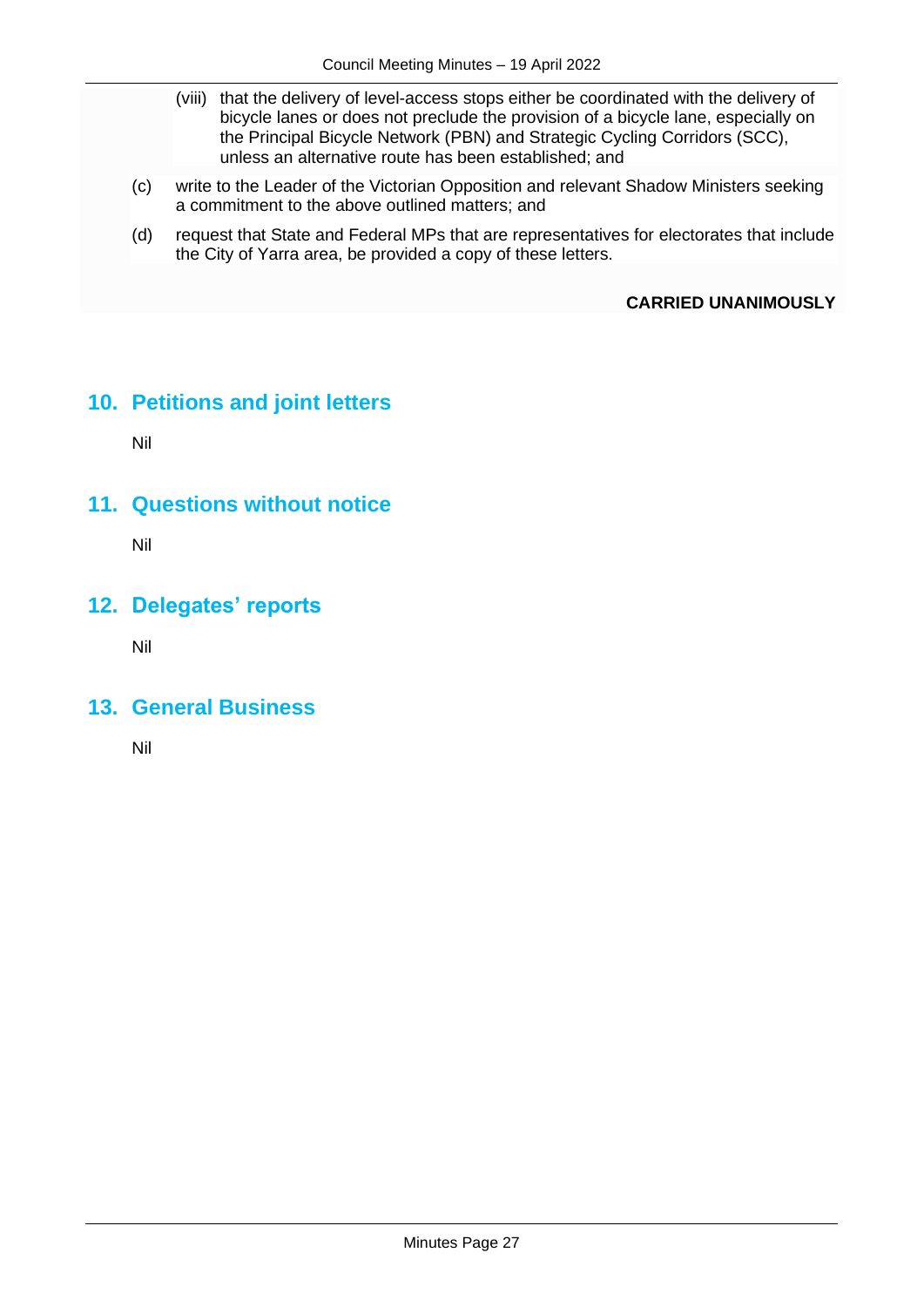(viii) that the delivery of level-access stops either be coordinated with the delivery of bicycle lanes or does not preclude the provision of a bicycle lane, especially on the Principal Bicycle Network (PBN) and Strategic Cycling Corridors (SCC), unless an alternative route has been established; and

(c) write to the Leader of the Victorian Opposition and relevant Shadow Ministers seeking a commitment to the above outlined matters; and

(d) request that State and Federal MPs that are representatives for electorates that include the City of Yarra area, be provided a copy of these letters.

**CARRIED UNANIMOUSLY**

## 10. Petitions and joint letters

Nil

## 11. Questions without notice

Nil

## 12. Delegates' reports

Nil

## 13. General Business

Nil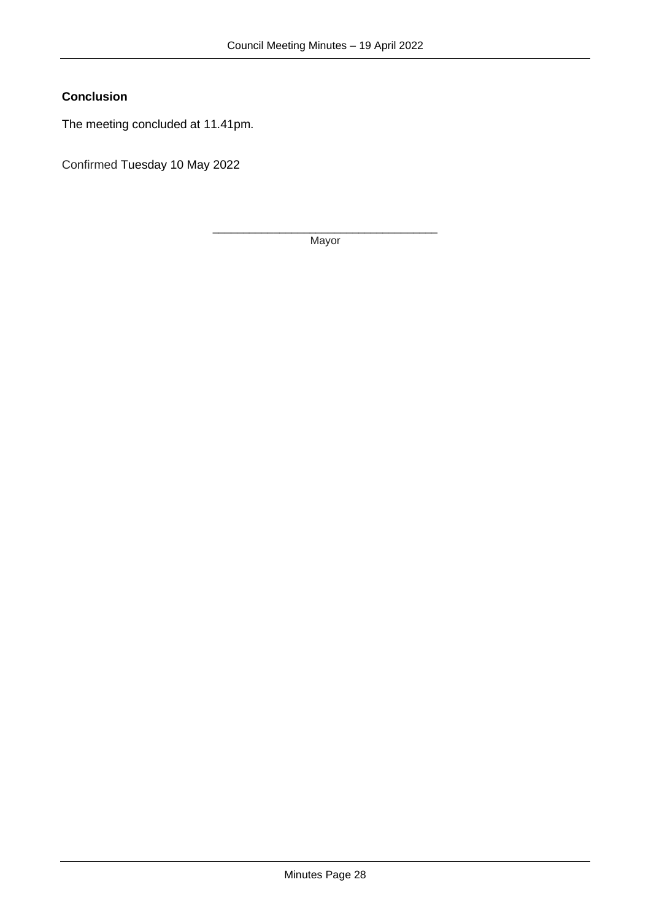**Conclusion**

The meeting concluded at 11.41pm.

Confirmed Tuesday 10 May 2022

\_\_\_\_\_\_\_\_\_\_\_\_\_\_\_\_\_\_\_\_\_\_\_\_\_\_\_\_\_\_\_\_\_\_\_\_

Mayor